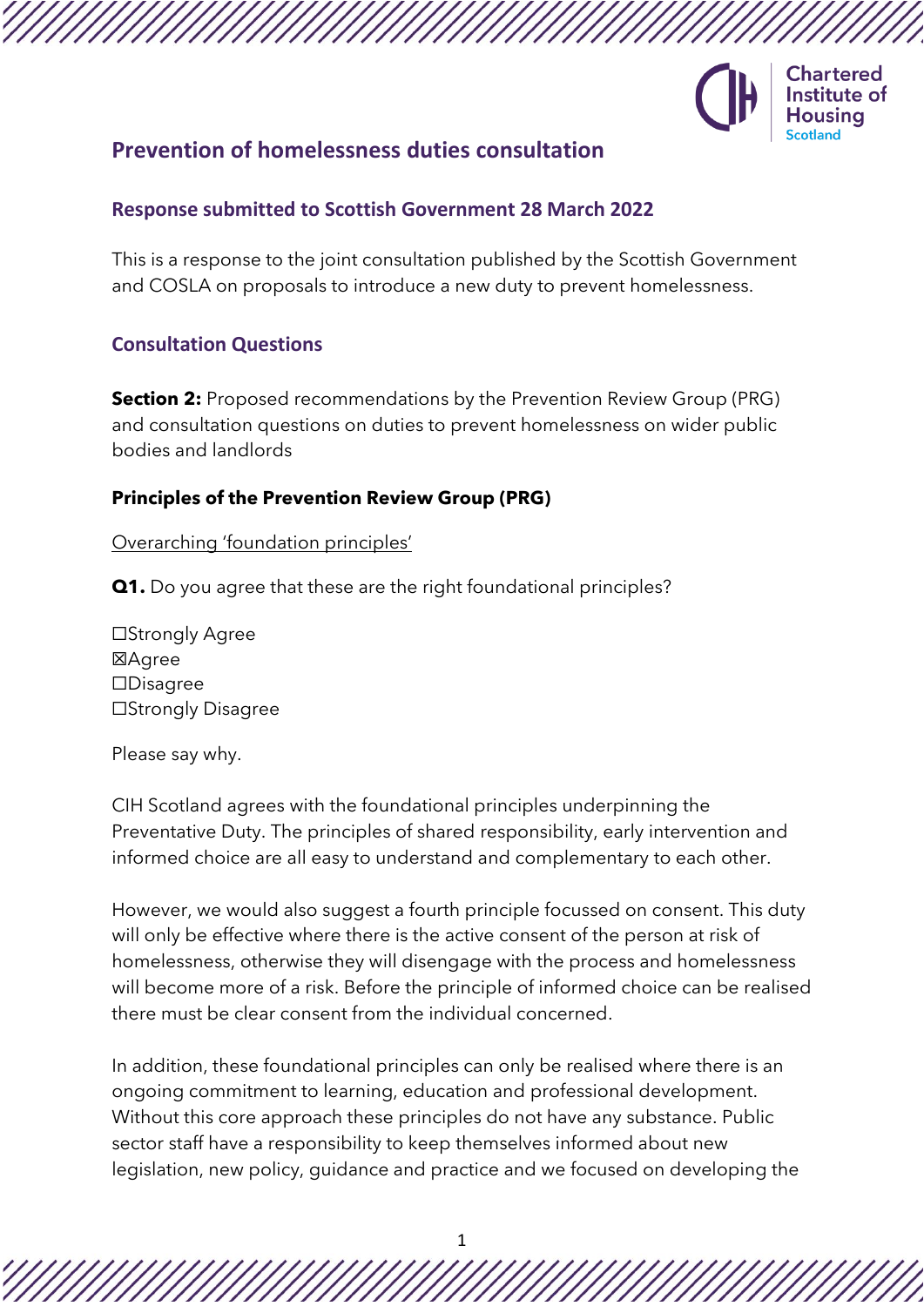# Prevention of homelessness duties consultation

## Response submitted to Scottish Government 28 March 2022

This is a response to the joint consultation published by the Scottish Government and COSLA on proposals to introduce a new duty to prevent homelessness.

## Consultation Questions

**Section 2:** Proposed recommendations by the Prevention Review Group (PRG) and consultation questions on duties to prevent homelessness on wider public bodies and landlords

**Principles of the Prevention Review Group (PRG)**

Overarching 'foundation principles'

**Q1.** Do you agree that these are the right foundational principles?

☐Strongly Agree
☒Agree
☐Disagree
☐Strongly Disagree

Please say why.

CIH Scotland agrees with the foundational principles underpinning the Preventative Duty. The principles of shared responsibility, early intervention and informed choice are all easy to understand and complementary to each other.

However, we would also suggest a fourth principle focussed on consent. This duty will only be effective where there is the active consent of the person at risk of homelessness, otherwise they will disengage with the process and homelessness will become more of a risk. Before the principle of informed choice can be realised there must be clear consent from the individual concerned.

In addition, these foundational principles can only be realised where there is an ongoing commitment to learning, education and professional development. Without this core approach these principles do not have any substance. Public sector staff have a responsibility to keep themselves informed about new legislation, new policy, guidance and practice and we focused on developing the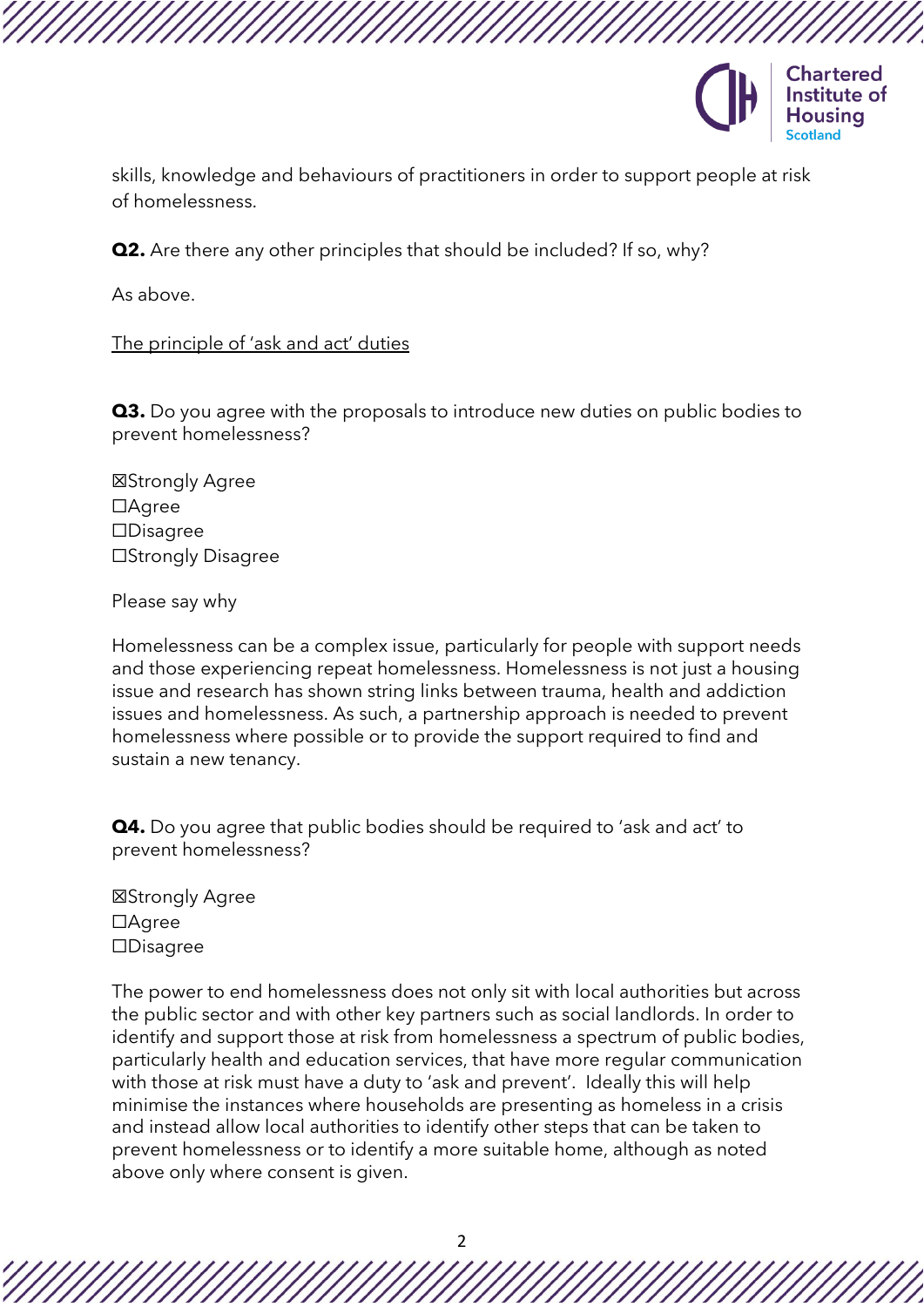skills, knowledge and behaviours of practitioners in order to support people at risk of homelessness.

**Q2.** Are there any other principles that should be included? If so, why?

As above.

<u>The principle of 'ask and act' duties</u>

**Q3.** Do you agree with the proposals to introduce new duties on public bodies to prevent homelessness?

☒Strongly Agree
☐Agree
☐Disagree
☐Strongly Disagree

Please say why

Homelessness can be a complex issue, particularly for people with support needs and those experiencing repeat homelessness. Homelessness is not just a housing issue and research has shown string links between trauma, health and addiction issues and homelessness. As such, a partnership approach is needed to prevent homelessness where possible or to provide the support required to find and sustain a new tenancy.

**Q4.** Do you agree that public bodies should be required to 'ask and act' to prevent homelessness?

☒Strongly Agree
☐Agree
☐Disagree

The power to end homelessness does not only sit with local authorities but across the public sector and with other key partners such as social landlords. In order to identify and support those at risk from homelessness a spectrum of public bodies, particularly health and education services, that have more regular communication with those at risk must have a duty to 'ask and prevent'. Ideally this will help minimise the instances where households are presenting as homeless in a crisis and instead allow local authorities to identify other steps that can be taken to prevent homelessness or to identify a more suitable home, although as noted above only where consent is given.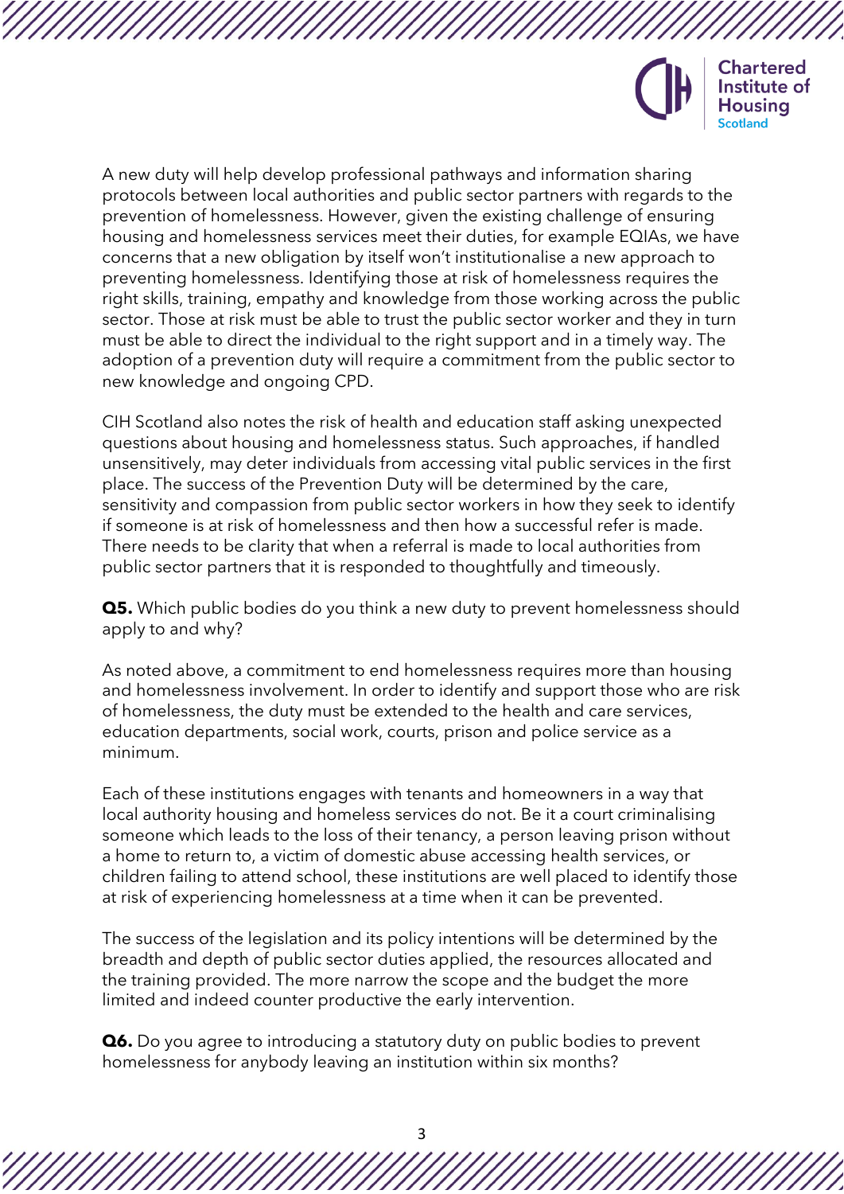A new duty will help develop professional pathways and information sharing protocols between local authorities and public sector partners with regards to the prevention of homelessness. However, given the existing challenge of ensuring housing and homelessness services meet their duties, for example EQIAs, we have concerns that a new obligation by itself won't institutionalise a new approach to preventing homelessness. Identifying those at risk of homelessness requires the right skills, training, empathy and knowledge from those working across the public sector. Those at risk must be able to trust the public sector worker and they in turn must be able to direct the individual to the right support and in a timely way. The adoption of a prevention duty will require a commitment from the public sector to new knowledge and ongoing CPD.

CIH Scotland also notes the risk of health and education staff asking unexpected questions about housing and homelessness status. Such approaches, if handled unsensitively, may deter individuals from accessing vital public services in the first place. The success of the Prevention Duty will be determined by the care, sensitivity and compassion from public sector workers in how they seek to identify if someone is at risk of homelessness and then how a successful refer is made. There needs to be clarity that when a referral is made to local authorities from public sector partners that it is responded to thoughtfully and timeously.

**Q5.** Which public bodies do you think a new duty to prevent homelessness should apply to and why?

As noted above, a commitment to end homelessness requires more than housing and homelessness involvement. In order to identify and support those who are risk of homelessness, the duty must be extended to the health and care services, education departments, social work, courts, prison and police service as a minimum.

Each of these institutions engages with tenants and homeowners in a way that local authority housing and homeless services do not. Be it a court criminalising someone which leads to the loss of their tenancy, a person leaving prison without a home to return to, a victim of domestic abuse accessing health services, or children failing to attend school, these institutions are well placed to identify those at risk of experiencing homelessness at a time when it can be prevented.

The success of the legislation and its policy intentions will be determined by the breadth and depth of public sector duties applied, the resources allocated and the training provided. The more narrow the scope and the budget the more limited and indeed counter productive the early intervention.

**Q6.** Do you agree to introducing a statutory duty on public bodies to prevent homelessness for anybody leaving an institution within six months?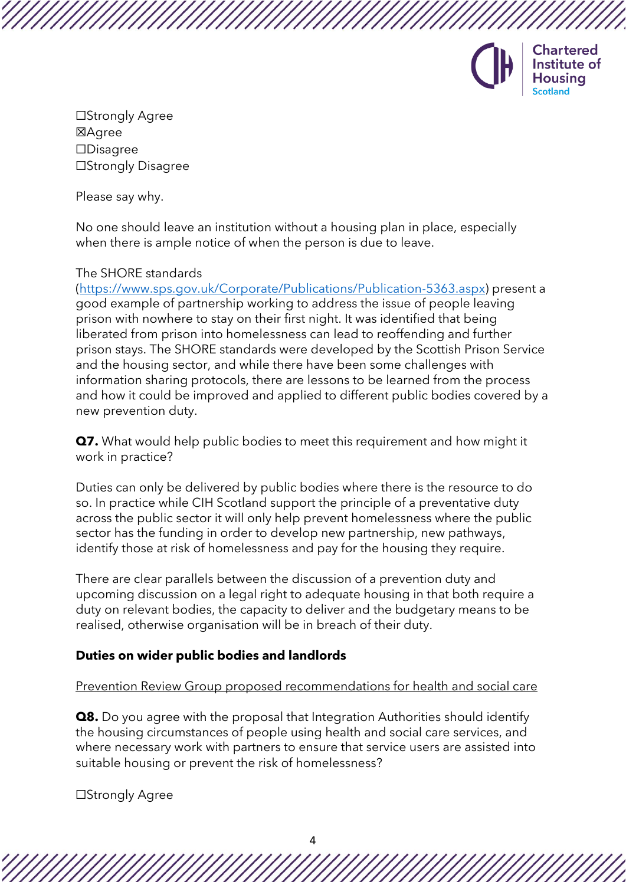☐Strongly Agree
☒Agree
☐Disagree
☐Strongly Disagree

Please say why.

No one should leave an institution without a housing plan in place, especially when there is ample notice of when the person is due to leave.

The SHORE standards (https://www.sps.gov.uk/Corporate/Publications/Publication-5363.aspx) present a good example of partnership working to address the issue of people leaving prison with nowhere to stay on their first night. It was identified that being liberated from prison into homelessness can lead to reoffending and further prison stays. The SHORE standards were developed by the Scottish Prison Service and the housing sector, and while there have been some challenges with information sharing protocols, there are lessons to be learned from the process and how it could be improved and applied to different public bodies covered by a new prevention duty.

**Q7.** What would help public bodies to meet this requirement and how might it work in practice?

Duties can only be delivered by public bodies where there is the resource to do so. In practice while CIH Scotland support the principle of a preventative duty across the public sector it will only help prevent homelessness where the public sector has the funding in order to develop new partnership, new pathways, identify those at risk of homelessness and pay for the housing they require.

There are clear parallels between the discussion of a prevention duty and upcoming discussion on a legal right to adequate housing in that both require a duty on relevant bodies, the capacity to deliver and the budgetary means to be realised, otherwise organisation will be in breach of their duty.

**Duties on wider public bodies and landlords**

Prevention Review Group proposed recommendations for health and social care

**Q8.** Do you agree with the proposal that Integration Authorities should identify the housing circumstances of people using health and social care services, and where necessary work with partners to ensure that service users are assisted into suitable housing or prevent the risk of homelessness?

☐Strongly Agree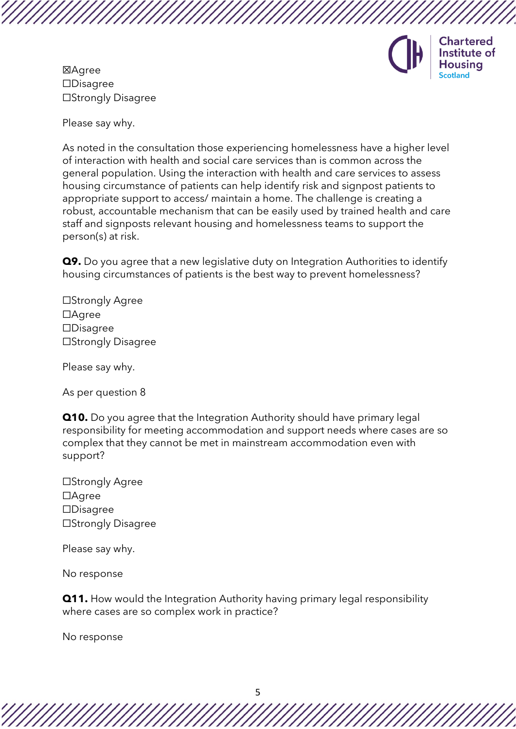☒Agree
☐Disagree
☐Strongly Disagree

Please say why.

As noted in the consultation those experiencing homelessness have a higher level of interaction with health and social care services than is common across the general population. Using the interaction with health and care services to assess housing circumstance of patients can help identify risk and signpost patients to appropriate support to access/ maintain a home. The challenge is creating a robust, accountable mechanism that can be easily used by trained health and care staff and signposts relevant housing and homelessness teams to support the person(s) at risk.

**Q9.** Do you agree that a new legislative duty on Integration Authorities to identify housing circumstances of patients is the best way to prevent homelessness?

☐Strongly Agree
☐Agree
☐Disagree
☐Strongly Disagree

Please say why.

As per question 8

**Q10.** Do you agree that the Integration Authority should have primary legal responsibility for meeting accommodation and support needs where cases are so complex that they cannot be met in mainstream accommodation even with support?

☐Strongly Agree
☐Agree
☐Disagree
☐Strongly Disagree

Please say why.

No response

**Q11.** How would the Integration Authority having primary legal responsibility where cases are so complex work in practice?

No response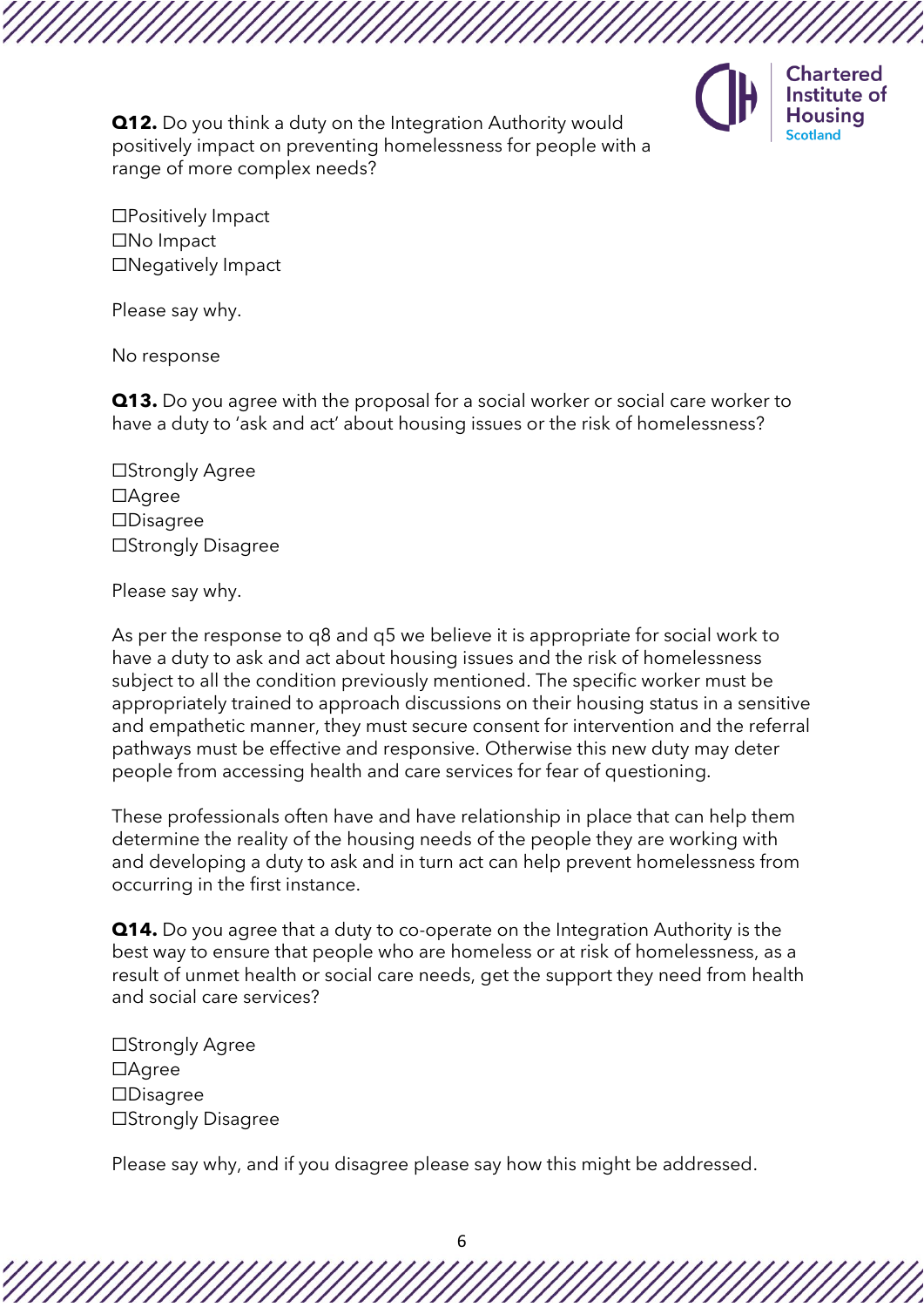**Q12.** Do you think a duty on the Integration Authority would positively impact on preventing homelessness for people with a range of more complex needs?

☐Positively Impact
☐No Impact
☐Negatively Impact

Please say why.

No response

**Q13.** Do you agree with the proposal for a social worker or social care worker to have a duty to 'ask and act' about housing issues or the risk of homelessness?

☐Strongly Agree
☐Agree
☐Disagree
☐Strongly Disagree

Please say why.

As per the response to q8 and q5 we believe it is appropriate for social work to have a duty to ask and act about housing issues and the risk of homelessness subject to all the condition previously mentioned. The specific worker must be appropriately trained to approach discussions on their housing status in a sensitive and empathetic manner, they must secure consent for intervention and the referral pathways must be effective and responsive. Otherwise this new duty may deter people from accessing health and care services for fear of questioning.

These professionals often have and have relationship in place that can help them determine the reality of the housing needs of the people they are working with and developing a duty to ask and in turn act can help prevent homelessness from occurring in the first instance.

**Q14.** Do you agree that a duty to co-operate on the Integration Authority is the best way to ensure that people who are homeless or at risk of homelessness, as a result of unmet health or social care needs, get the support they need from health and social care services?

☐Strongly Agree
☐Agree
☐Disagree
☐Strongly Disagree

Please say why, and if you disagree please say how this might be addressed.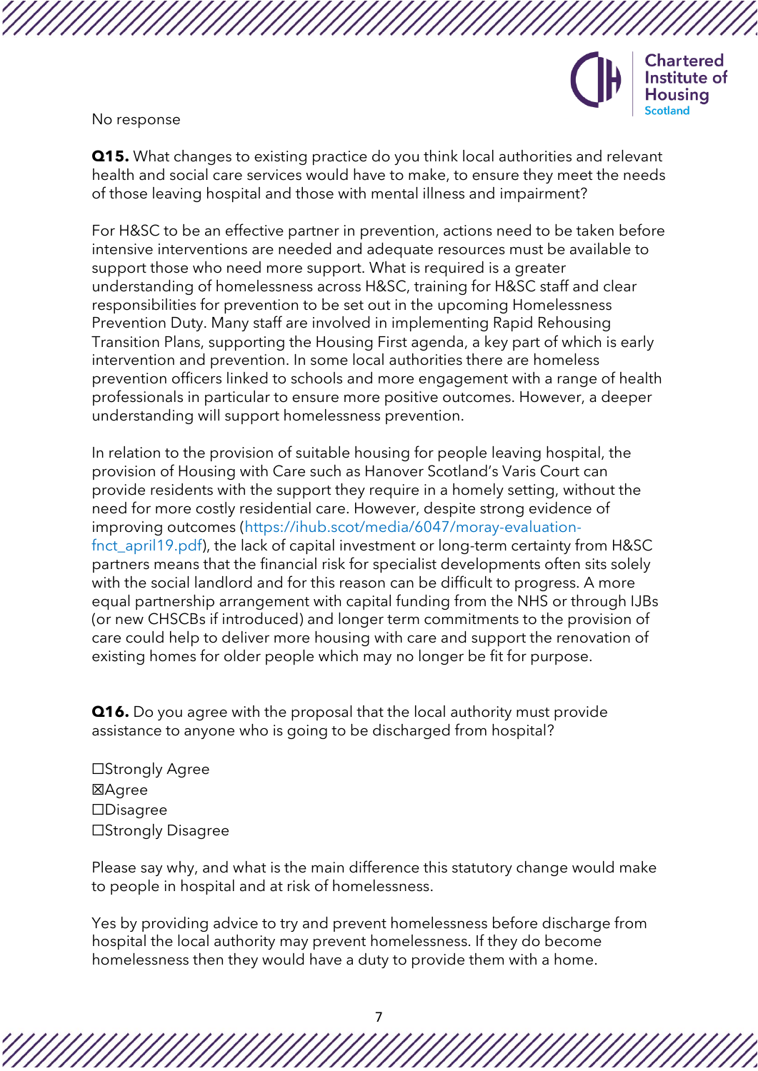No response

**Q15.** What changes to existing practice do you think local authorities and relevant health and social care services would have to make, to ensure they meet the needs of those leaving hospital and those with mental illness and impairment?

For H&SC to be an effective partner in prevention, actions need to be taken before intensive interventions are needed and adequate resources must be available to support those who need more support. What is required is a greater understanding of homelessness across H&SC, training for H&SC staff and clear responsibilities for prevention to be set out in the upcoming Homelessness Prevention Duty. Many staff are involved in implementing Rapid Rehousing Transition Plans, supporting the Housing First agenda, a key part of which is early intervention and prevention. In some local authorities there are homeless prevention officers linked to schools and more engagement with a range of health professionals in particular to ensure more positive outcomes. However, a deeper understanding will support homelessness prevention.

In relation to the provision of suitable housing for people leaving hospital, the provision of Housing with Care such as Hanover Scotland's Varis Court can provide residents with the support they require in a homely setting, without the need for more costly residential care. However, despite strong evidence of improving outcomes (https://ihub.scot/media/6047/moray-evaluation-fnct_april19.pdf), the lack of capital investment or long-term certainty from H&SC partners means that the financial risk for specialist developments often sits solely with the social landlord and for this reason can be difficult to progress. A more equal partnership arrangement with capital funding from the NHS or through IJBs (or new CHSCBs if introduced) and longer term commitments to the provision of care could help to deliver more housing with care and support the renovation of existing homes for older people which may no longer be fit for purpose.

**Q16.** Do you agree with the proposal that the local authority must provide assistance to anyone who is going to be discharged from hospital?

☐Strongly Agree
☒Agree
☐Disagree
☐Strongly Disagree

Please say why, and what is the main difference this statutory change would make to people in hospital and at risk of homelessness.

Yes by providing advice to try and prevent homelessness before discharge from hospital the local authority may prevent homelessness. If they do become homelessness then they would have a duty to provide them with a home.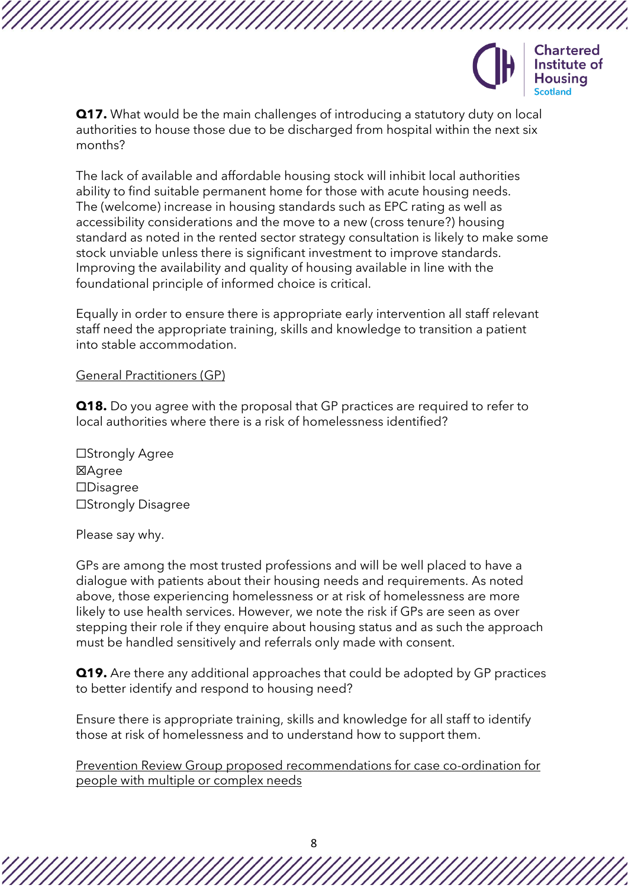**Q17.** What would be the main challenges of introducing a statutory duty on local authorities to house those due to be discharged from hospital within the next six months?

The lack of available and affordable housing stock will inhibit local authorities ability to find suitable permanent home for those with acute housing needs. The (welcome) increase in housing standards such as EPC rating as well as accessibility considerations and the move to a new (cross tenure?) housing standard as noted in the rented sector strategy consultation is likely to make some stock unviable unless there is significant investment to improve standards. Improving the availability and quality of housing available in line with the foundational principle of informed choice is critical.

Equally in order to ensure there is appropriate early intervention all staff relevant staff need the appropriate training, skills and knowledge to transition a patient into stable accommodation.

<u>General Practitioners (GP)</u>

**Q18.** Do you agree with the proposal that GP practices are required to refer to local authorities where there is a risk of homelessness identified?

☐Strongly Agree
☒Agree
☐Disagree
☐Strongly Disagree

Please say why.

GPs are among the most trusted professions and will be well placed to have a dialogue with patients about their housing needs and requirements. As noted above, those experiencing homelessness or at risk of homelessness are more likely to use health services. However, we note the risk if GPs are seen as over stepping their role if they enquire about housing status and as such the approach must be handled sensitively and referrals only made with consent.

**Q19.** Are there any additional approaches that could be adopted by GP practices to better identify and respond to housing need?

Ensure there is appropriate training, skills and knowledge for all staff to identify those at risk of homelessness and to understand how to support them.

<u>Prevention Review Group proposed recommendations for case co-ordination for people with multiple or complex needs</u>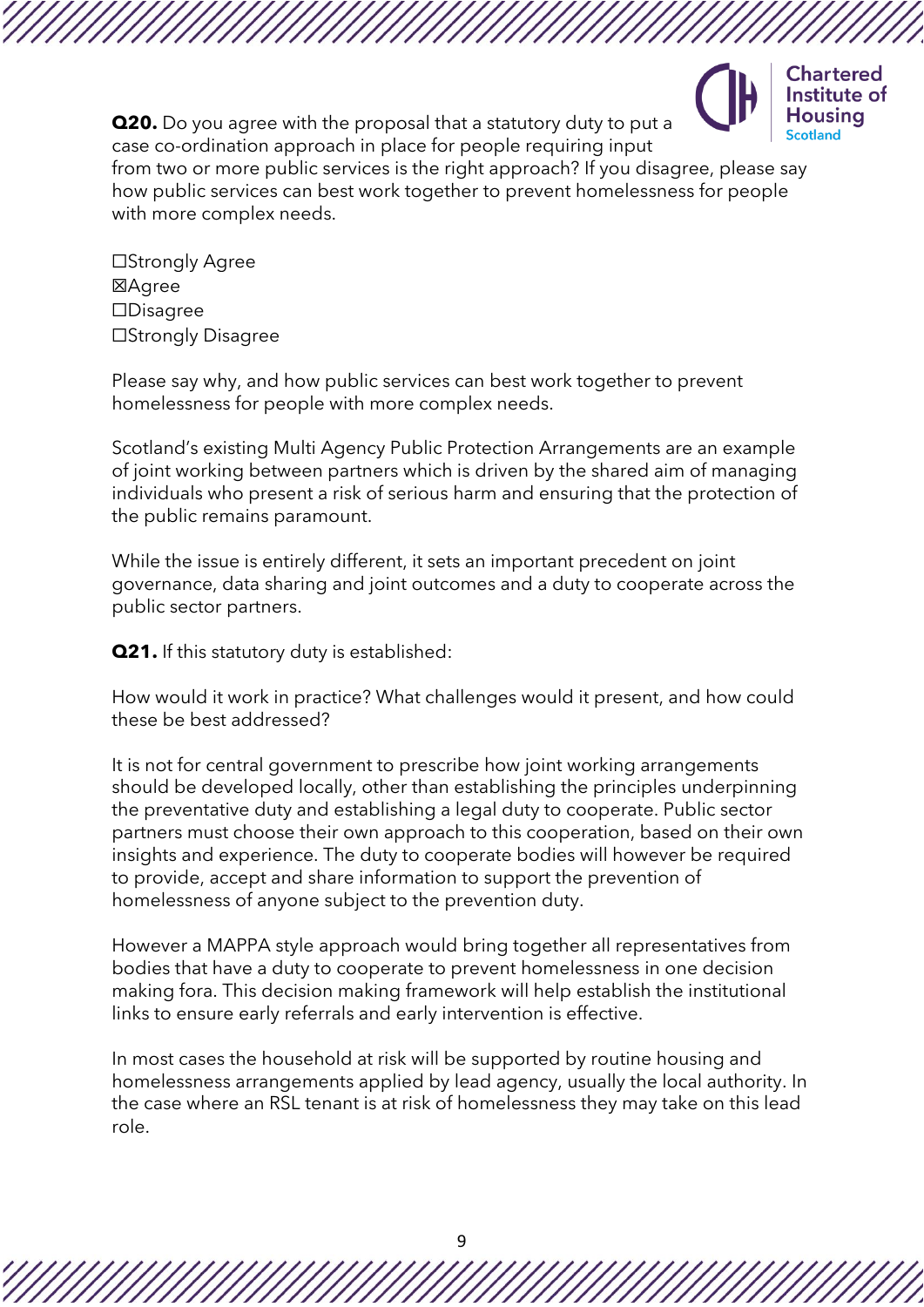**Q20.** Do you agree with the proposal that a statutory duty to put a case co-ordination approach in place for people requiring input from two or more public services is the right approach? If you disagree, please say how public services can best work together to prevent homelessness for people with more complex needs.

☐Strongly Agree
☒Agree
☐Disagree
☐Strongly Disagree

Please say why, and how public services can best work together to prevent homelessness for people with more complex needs.

Scotland's existing Multi Agency Public Protection Arrangements are an example of joint working between partners which is driven by the shared aim of managing individuals who present a risk of serious harm and ensuring that the protection of the public remains paramount.

While the issue is entirely different, it sets an important precedent on joint governance, data sharing and joint outcomes and a duty to cooperate across the public sector partners.

**Q21.** If this statutory duty is established:

How would it work in practice? What challenges would it present, and how could these be best addressed?

It is not for central government to prescribe how joint working arrangements should be developed locally, other than establishing the principles underpinning the preventative duty and establishing a legal duty to cooperate. Public sector partners must choose their own approach to this cooperation, based on their own insights and experience. The duty to cooperate bodies will however be required to provide, accept and share information to support the prevention of homelessness of anyone subject to the prevention duty.

However a MAPPA style approach would bring together all representatives from bodies that have a duty to cooperate to prevent homelessness in one decision making fora. This decision making framework will help establish the institutional links to ensure early referrals and early intervention is effective.

In most cases the household at risk will be supported by routine housing and homelessness arrangements applied by lead agency, usually the local authority. In the case where an RSL tenant is at risk of homelessness they may take on this lead role.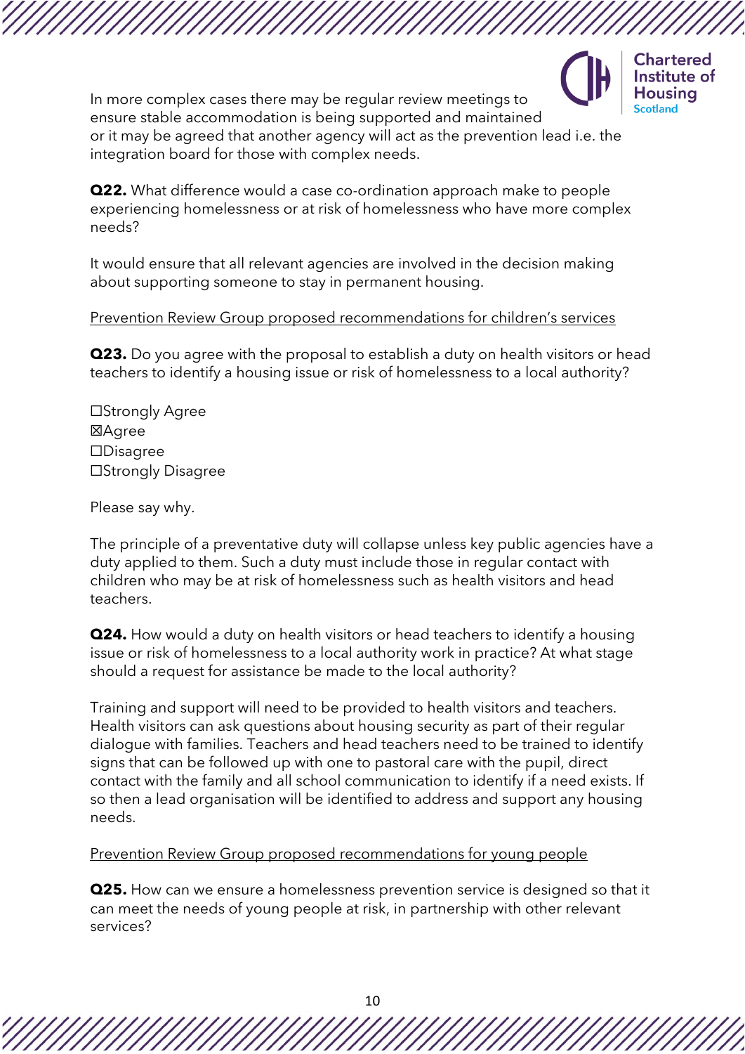In more complex cases there may be regular review meetings to ensure stable accommodation is being supported and maintained or it may be agreed that another agency will act as the prevention lead i.e. the integration board for those with complex needs.

**Q22.** What difference would a case co-ordination approach make to people experiencing homelessness or at risk of homelessness who have more complex needs?

It would ensure that all relevant agencies are involved in the decision making about supporting someone to stay in permanent housing.

<u>Prevention Review Group proposed recommendations for children's services</u>

**Q23.** Do you agree with the proposal to establish a duty on health visitors or head teachers to identify a housing issue or risk of homelessness to a local authority?

☐Strongly Agree
☒Agree
☐Disagree
☐Strongly Disagree

Please say why.

The principle of a preventative duty will collapse unless key public agencies have a duty applied to them. Such a duty must include those in regular contact with children who may be at risk of homelessness such as health visitors and head teachers.

**Q24.** How would a duty on health visitors or head teachers to identify a housing issue or risk of homelessness to a local authority work in practice? At what stage should a request for assistance be made to the local authority?

Training and support will need to be provided to health visitors and teachers. Health visitors can ask questions about housing security as part of their regular dialogue with families. Teachers and head teachers need to be trained to identify signs that can be followed up with one to pastoral care with the pupil, direct contact with the family and all school communication to identify if a need exists. If so then a lead organisation will be identified to address and support any housing needs.

<u>Prevention Review Group proposed recommendations for young people</u>

**Q25.** How can we ensure a homelessness prevention service is designed so that it can meet the needs of young people at risk, in partnership with other relevant services?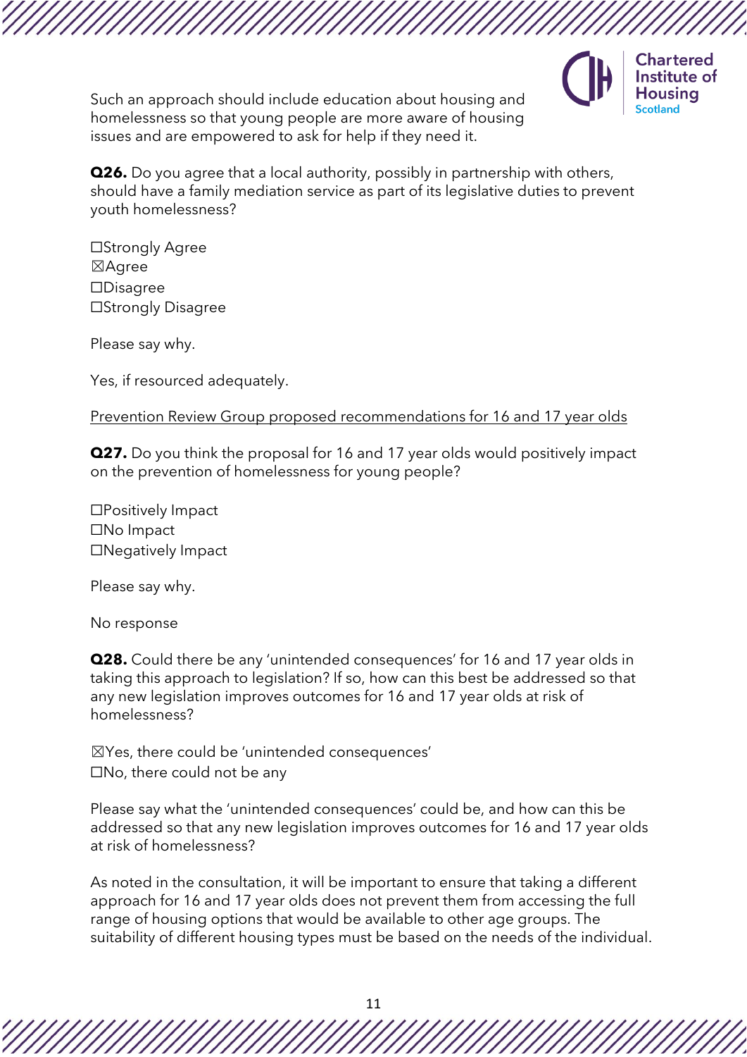Such an approach should include education about housing and homelessness so that young people are more aware of housing issues and are empowered to ask for help if they need it.

**Q26.** Do you agree that a local authority, possibly in partnership with others, should have a family mediation service as part of its legislative duties to prevent youth homelessness?

☐Strongly Agree
☒Agree
☐Disagree
☐Strongly Disagree

Please say why.

Yes, if resourced adequately.

<u>Prevention Review Group proposed recommendations for 16 and 17 year olds</u>

**Q27.** Do you think the proposal for 16 and 17 year olds would positively impact on the prevention of homelessness for young people?

☐Positively Impact
☐No Impact
☐Negatively Impact

Please say why.

No response

**Q28.** Could there be any 'unintended consequences' for 16 and 17 year olds in taking this approach to legislation? If so, how can this best be addressed so that any new legislation improves outcomes for 16 and 17 year olds at risk of homelessness?

☒Yes, there could be 'unintended consequences'
☐No, there could not be any

Please say what the 'unintended consequences' could be, and how can this be addressed so that any new legislation improves outcomes for 16 and 17 year olds at risk of homelessness?

As noted in the consultation, it will be important to ensure that taking a different approach for 16 and 17 year olds does not prevent them from accessing the full range of housing options that would be available to other age groups. The suitability of different housing types must be based on the needs of the individual.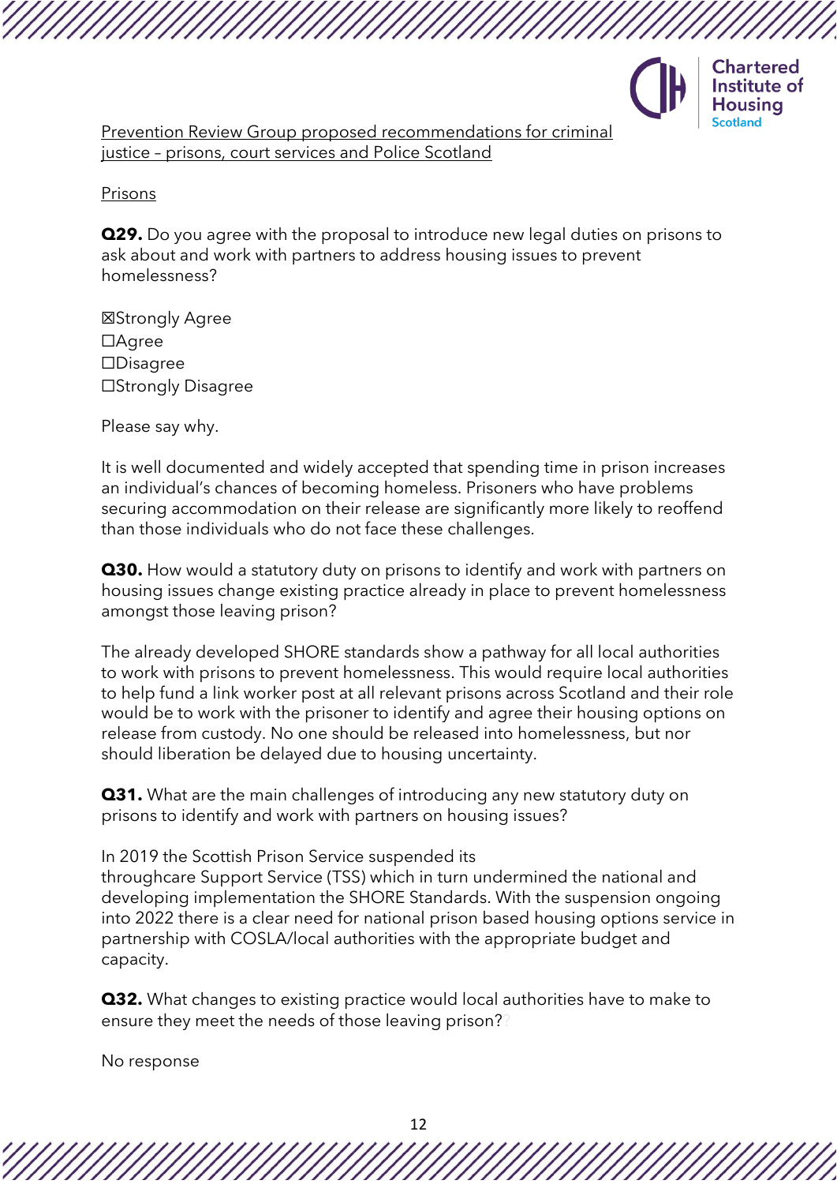Prevention Review Group proposed recommendations for criminal justice – prisons, court services and Police Scotland

Prisons

**Q29.** Do you agree with the proposal to introduce new legal duties on prisons to ask about and work with partners to address housing issues to prevent homelessness?

☒Strongly Agree
☐Agree
☐Disagree
☐Strongly Disagree

Please say why.

It is well documented and widely accepted that spending time in prison increases an individual's chances of becoming homeless. Prisoners who have problems securing accommodation on their release are significantly more likely to reoffend than those individuals who do not face these challenges.

**Q30.** How would a statutory duty on prisons to identify and work with partners on housing issues change existing practice already in place to prevent homelessness amongst those leaving prison?

The already developed SHORE standards show a pathway for all local authorities to work with prisons to prevent homelessness. This would require local authorities to help fund a link worker post at all relevant prisons across Scotland and their role would be to work with the prisoner to identify and agree their housing options on release from custody. No one should be released into homelessness, but nor should liberation be delayed due to housing uncertainty.

**Q31.** What are the main challenges of introducing any new statutory duty on prisons to identify and work with partners on housing issues?

In 2019 the Scottish Prison Service suspended its throughcare Support Service (TSS) which in turn undermined the national and developing implementation the SHORE Standards. With the suspension ongoing into 2022 there is a clear need for national prison based housing options service in partnership with COSLA/local authorities with the appropriate budget and capacity.

**Q32.** What changes to existing practice would local authorities have to make to ensure they meet the needs of those leaving prison?

No response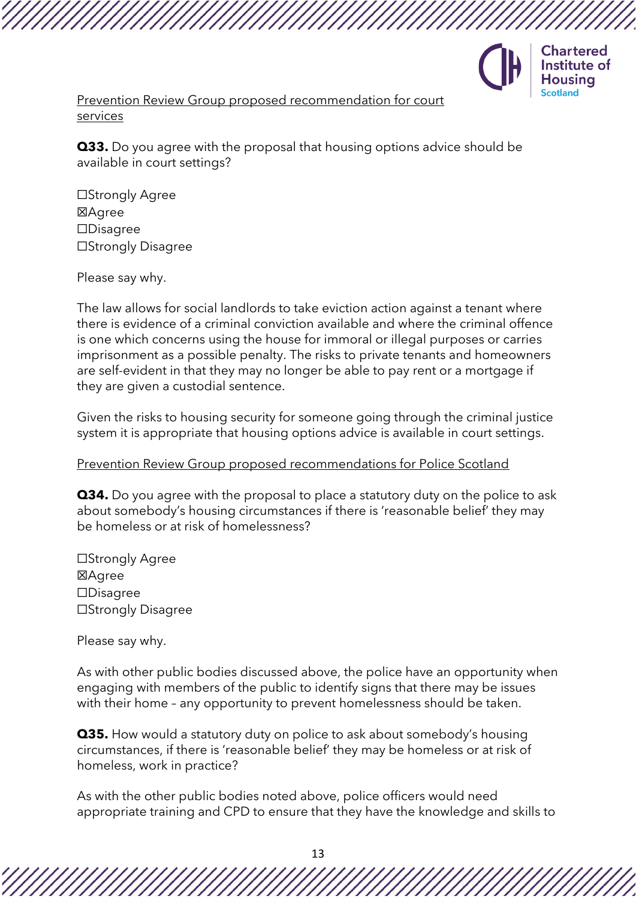Prevention Review Group proposed recommendation for court services

**Q33.** Do you agree with the proposal that housing options advice should be available in court settings?

☐Strongly Agree
☒Agree
☐Disagree
☐Strongly Disagree

Please say why.

The law allows for social landlords to take eviction action against a tenant where there is evidence of a criminal conviction available and where the criminal offence is one which concerns using the house for immoral or illegal purposes or carries imprisonment as a possible penalty. The risks to private tenants and homeowners are self-evident in that they may no longer be able to pay rent or a mortgage if they are given a custodial sentence.

Given the risks to housing security for someone going through the criminal justice system it is appropriate that housing options advice is available in court settings.

Prevention Review Group proposed recommendations for Police Scotland

**Q34.** Do you agree with the proposal to place a statutory duty on the police to ask about somebody's housing circumstances if there is 'reasonable belief' they may be homeless or at risk of homelessness?

☐Strongly Agree
☒Agree
☐Disagree
☐Strongly Disagree

Please say why.

As with other public bodies discussed above, the police have an opportunity when engaging with members of the public to identify signs that there may be issues with their home – any opportunity to prevent homelessness should be taken.

**Q35.** How would a statutory duty on police to ask about somebody's housing circumstances, if there is 'reasonable belief' they may be homeless or at risk of homeless, work in practice?

As with the other public bodies noted above, police officers would need appropriate training and CPD to ensure that they have the knowledge and skills to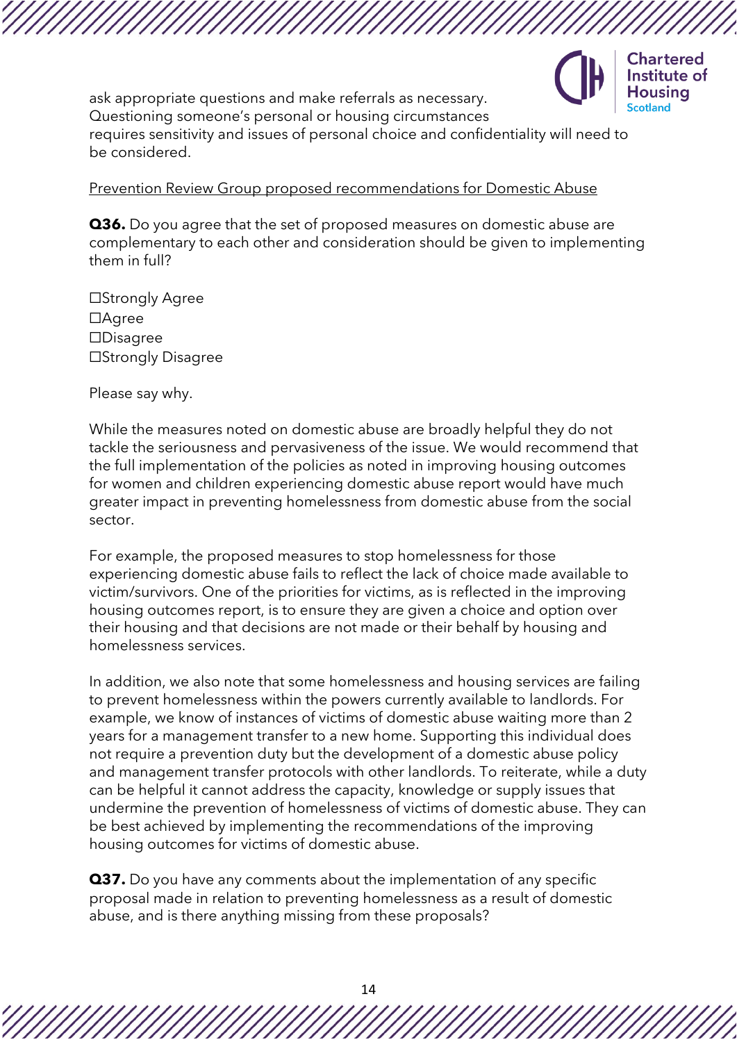ask appropriate questions and make referrals as necessary. Questioning someone's personal or housing circumstances requires sensitivity and issues of personal choice and confidentiality will need to be considered.

<u>Prevention Review Group proposed recommendations for Domestic Abuse</u>

**Q36.** Do you agree that the set of proposed measures on domestic abuse are complementary to each other and consideration should be given to implementing them in full?

☐Strongly Agree
☐Agree
☐Disagree
☐Strongly Disagree

Please say why.

While the measures noted on domestic abuse are broadly helpful they do not tackle the seriousness and pervasiveness of the issue. We would recommend that the full implementation of the policies as noted in improving housing outcomes for women and children experiencing domestic abuse report would have much greater impact in preventing homelessness from domestic abuse from the social sector.

For example, the proposed measures to stop homelessness for those experiencing domestic abuse fails to reflect the lack of choice made available to victim/survivors. One of the priorities for victims, as is reflected in the improving housing outcomes report, is to ensure they are given a choice and option over their housing and that decisions are not made or their behalf by housing and homelessness services.

In addition, we also note that some homelessness and housing services are failing to prevent homelessness within the powers currently available to landlords. For example, we know of instances of victims of domestic abuse waiting more than 2 years for a management transfer to a new home. Supporting this individual does not require a prevention duty but the development of a domestic abuse policy and management transfer protocols with other landlords. To reiterate, while a duty can be helpful it cannot address the capacity, knowledge or supply issues that undermine the prevention of homelessness of victims of domestic abuse. They can be best achieved by implementing the recommendations of the improving housing outcomes for victims of domestic abuse.

**Q37.** Do you have any comments about the implementation of any specific proposal made in relation to preventing homelessness as a result of domestic abuse, and is there anything missing from these proposals?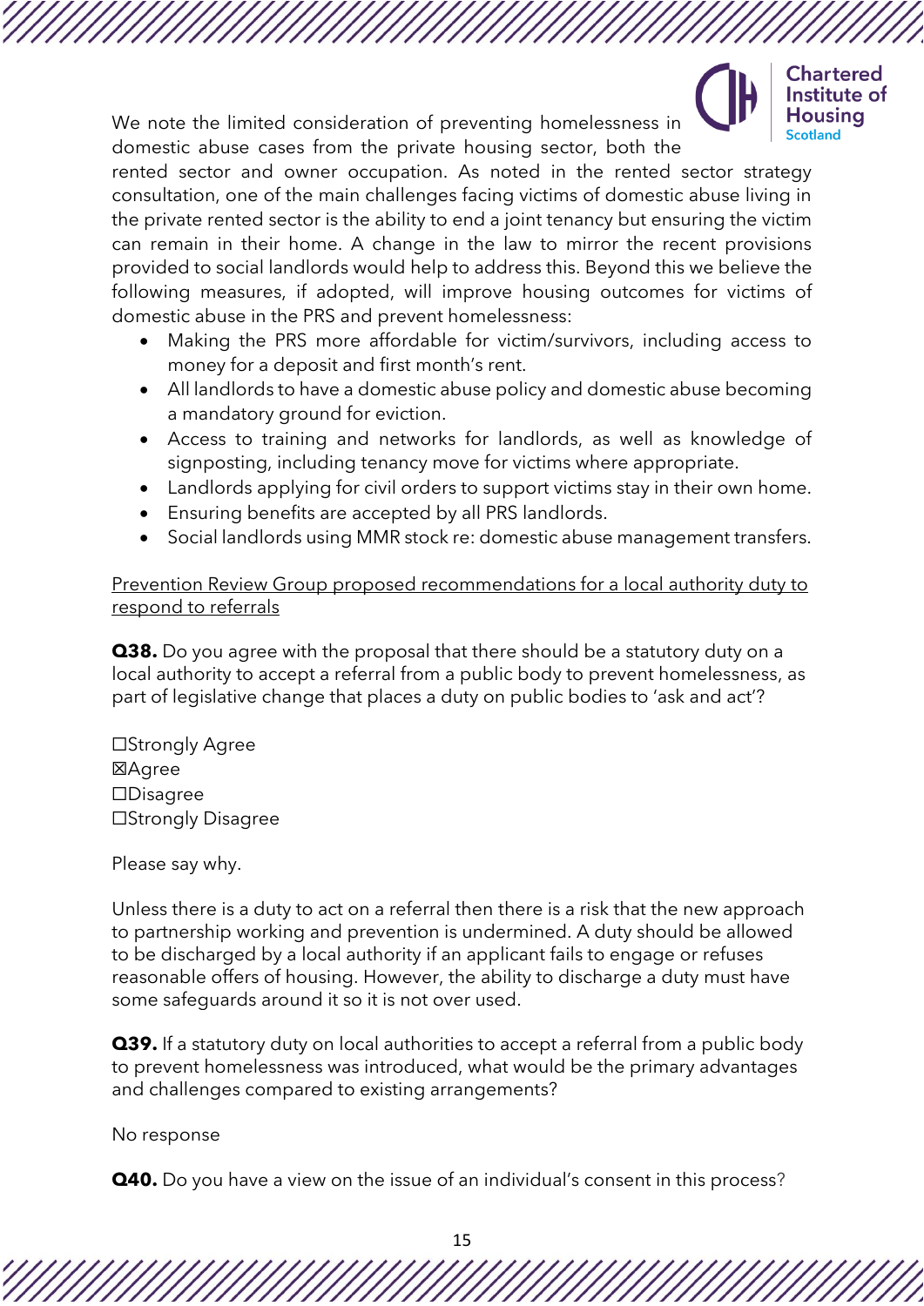We note the limited consideration of preventing homelessness in domestic abuse cases from the private housing sector, both the rented sector and owner occupation. As noted in the rented sector strategy consultation, one of the main challenges facing victims of domestic abuse living in the private rented sector is the ability to end a joint tenancy but ensuring the victim can remain in their home. A change in the law to mirror the recent provisions provided to social landlords would help to address this. Beyond this we believe the following measures, if adopted, will improve housing outcomes for victims of domestic abuse in the PRS and prevent homelessness:

- Making the PRS more affordable for victim/survivors, including access to money for a deposit and first month's rent.
- All landlords to have a domestic abuse policy and domestic abuse becoming a mandatory ground for eviction.
- Access to training and networks for landlords, as well as knowledge of signposting, including tenancy move for victims where appropriate.
- Landlords applying for civil orders to support victims stay in their own home.
- Ensuring benefits are accepted by all PRS landlords.
- Social landlords using MMR stock re: domestic abuse management transfers.

<u>Prevention Review Group proposed recommendations for a local authority duty to respond to referrals</u>

**Q38.** Do you agree with the proposal that there should be a statutory duty on a local authority to accept a referral from a public body to prevent homelessness, as part of legislative change that places a duty on public bodies to 'ask and act'?

☐Strongly Agree
☒Agree
☐Disagree
☐Strongly Disagree

Please say why.

Unless there is a duty to act on a referral then there is a risk that the new approach to partnership working and prevention is undermined. A duty should be allowed to be discharged by a local authority if an applicant fails to engage or refuses reasonable offers of housing. However, the ability to discharge a duty must have some safeguards around it so it is not over used.

**Q39.** If a statutory duty on local authorities to accept a referral from a public body to prevent homelessness was introduced, what would be the primary advantages and challenges compared to existing arrangements?

No response

**Q40.** Do you have a view on the issue of an individual's consent in this process?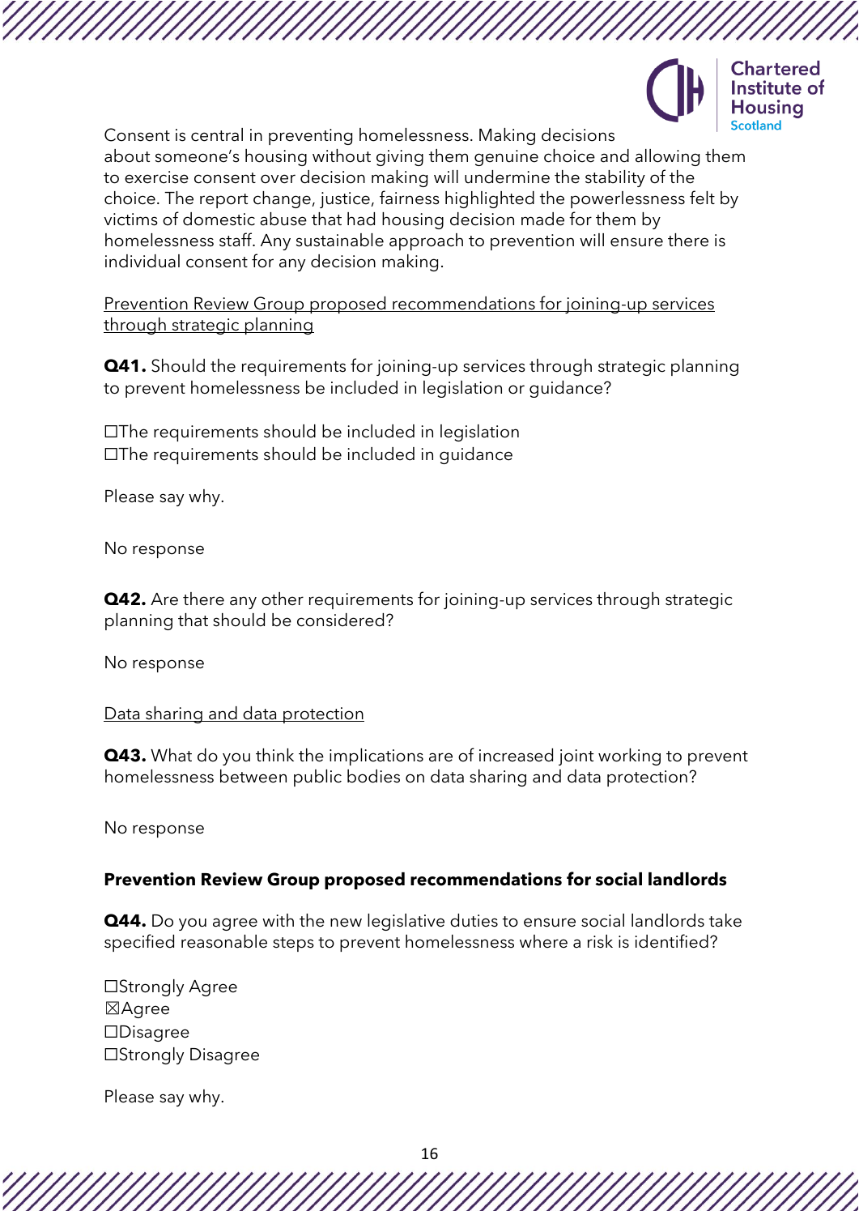Consent is central in preventing homelessness. Making decisions about someone's housing without giving them genuine choice and allowing them to exercise consent over decision making will undermine the stability of the choice. The report change, justice, fairness highlighted the powerlessness felt by victims of domestic abuse that had housing decision made for them by homelessness staff. Any sustainable approach to prevention will ensure there is individual consent for any decision making.

<u>Prevention Review Group proposed recommendations for joining-up services through strategic planning</u>

**Q41.** Should the requirements for joining-up services through strategic planning to prevent homelessness be included in legislation or guidance?

☐The requirements should be included in legislation
☐The requirements should be included in guidance

Please say why.

No response

**Q42.** Are there any other requirements for joining-up services through strategic planning that should be considered?

No response

<u>Data sharing and data protection</u>

**Q43.** What do you think the implications are of increased joint working to prevent homelessness between public bodies on data sharing and data protection?

No response

**Prevention Review Group proposed recommendations for social landlords**

**Q44.** Do you agree with the new legislative duties to ensure social landlords take specified reasonable steps to prevent homelessness where a risk is identified?

☐Strongly Agree
☒Agree
☐Disagree
☐Strongly Disagree

Please say why.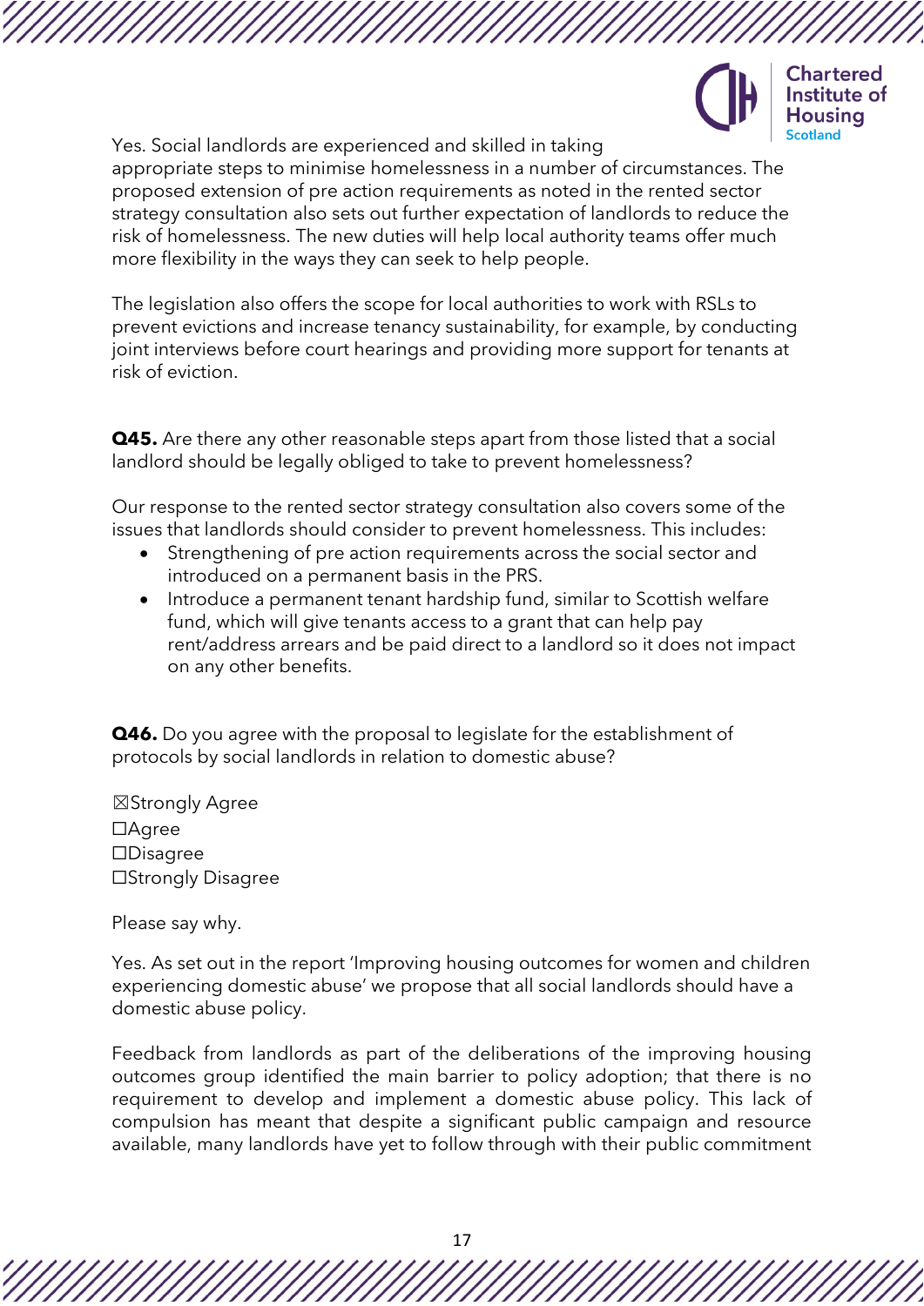Yes. Social landlords are experienced and skilled in taking appropriate steps to minimise homelessness in a number of circumstances. The proposed extension of pre action requirements as noted in the rented sector strategy consultation also sets out further expectation of landlords to reduce the risk of homelessness. The new duties will help local authority teams offer much more flexibility in the ways they can seek to help people.

The legislation also offers the scope for local authorities to work with RSLs to prevent evictions and increase tenancy sustainability, for example, by conducting joint interviews before court hearings and providing more support for tenants at risk of eviction.

**Q45.** Are there any other reasonable steps apart from those listed that a social landlord should be legally obliged to take to prevent homelessness?

Our response to the rented sector strategy consultation also covers some of the issues that landlords should consider to prevent homelessness. This includes:

- Strengthening of pre action requirements across the social sector and introduced on a permanent basis in the PRS.
- Introduce a permanent tenant hardship fund, similar to Scottish welfare fund, which will give tenants access to a grant that can help pay rent/address arrears and be paid direct to a landlord so it does not impact on any other benefits.

**Q46.** Do you agree with the proposal to legislate for the establishment of protocols by social landlords in relation to domestic abuse?

☒Strongly Agree
☐Agree
☐Disagree
☐Strongly Disagree

Please say why.

Yes. As set out in the report 'Improving housing outcomes for women and children experiencing domestic abuse' we propose that all social landlords should have a domestic abuse policy.

Feedback from landlords as part of the deliberations of the improving housing outcomes group identified the main barrier to policy adoption; that there is no requirement to develop and implement a domestic abuse policy. This lack of compulsion has meant that despite a significant public campaign and resource available, many landlords have yet to follow through with their public commitment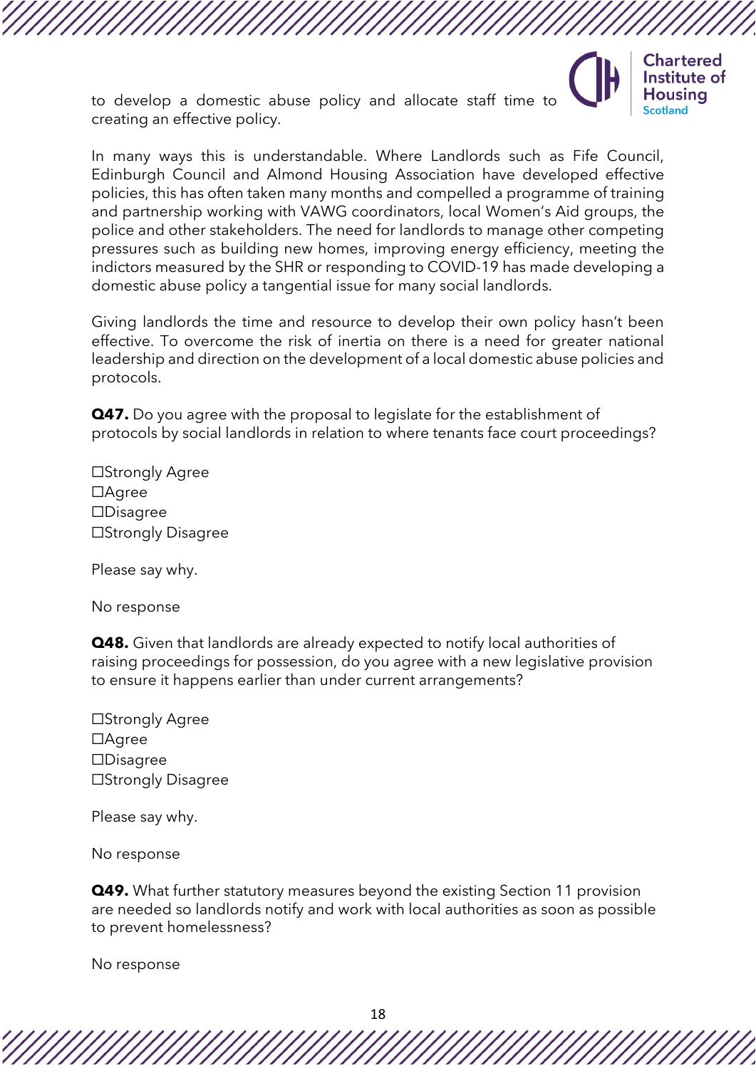to develop a domestic abuse policy and allocate staff time to creating an effective policy.

In many ways this is understandable. Where Landlords such as Fife Council, Edinburgh Council and Almond Housing Association have developed effective policies, this has often taken many months and compelled a programme of training and partnership working with VAWG coordinators, local Women's Aid groups, the police and other stakeholders. The need for landlords to manage other competing pressures such as building new homes, improving energy efficiency, meeting the indictors measured by the SHR or responding to COVID-19 has made developing a domestic abuse policy a tangential issue for many social landlords.

Giving landlords the time and resource to develop their own policy hasn't been effective. To overcome the risk of inertia on there is a need for greater national leadership and direction on the development of a local domestic abuse policies and protocols.

**Q47.** Do you agree with the proposal to legislate for the establishment of protocols by social landlords in relation to where tenants face court proceedings?

☐Strongly Agree
☐Agree
☐Disagree
☐Strongly Disagree

Please say why.

No response

**Q48.** Given that landlords are already expected to notify local authorities of raising proceedings for possession, do you agree with a new legislative provision to ensure it happens earlier than under current arrangements?

☐Strongly Agree
☐Agree
☐Disagree
☐Strongly Disagree

Please say why.

No response

**Q49.** What further statutory measures beyond the existing Section 11 provision are needed so landlords notify and work with local authorities as soon as possible to prevent homelessness?

No response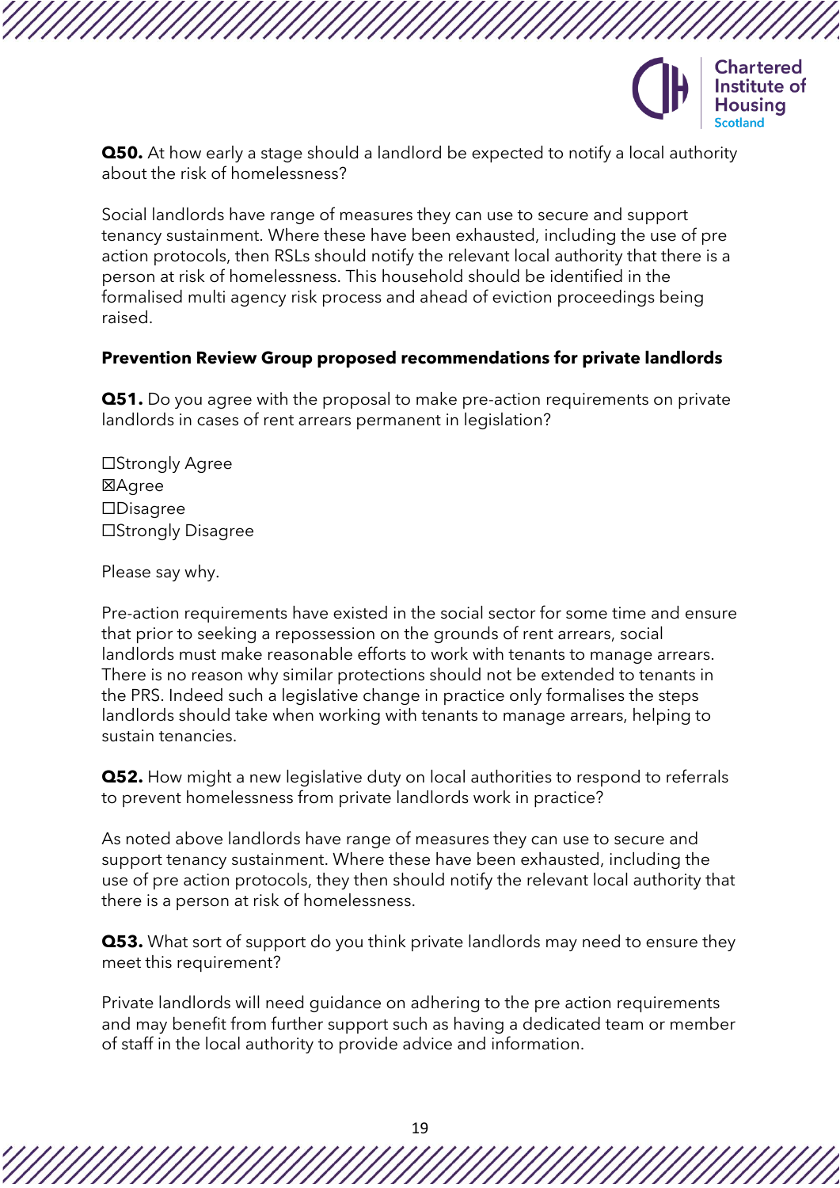**Q50.** At how early a stage should a landlord be expected to notify a local authority about the risk of homelessness?

Social landlords have range of measures they can use to secure and support tenancy sustainment. Where these have been exhausted, including the use of pre action protocols, then RSLs should notify the relevant local authority that there is a person at risk of homelessness. This household should be identified in the formalised multi agency risk process and ahead of eviction proceedings being raised.

**Prevention Review Group proposed recommendations for private landlords**

**Q51.** Do you agree with the proposal to make pre-action requirements on private landlords in cases of rent arrears permanent in legislation?

☐Strongly Agree
☒Agree
☐Disagree
☐Strongly Disagree

Please say why.

Pre-action requirements have existed in the social sector for some time and ensure that prior to seeking a repossession on the grounds of rent arrears, social landlords must make reasonable efforts to work with tenants to manage arrears. There is no reason why similar protections should not be extended to tenants in the PRS. Indeed such a legislative change in practice only formalises the steps landlords should take when working with tenants to manage arrears, helping to sustain tenancies.

**Q52.** How might a new legislative duty on local authorities to respond to referrals to prevent homelessness from private landlords work in practice?

As noted above landlords have range of measures they can use to secure and support tenancy sustainment. Where these have been exhausted, including the use of pre action protocols, they then should notify the relevant local authority that there is a person at risk of homelessness.

**Q53.** What sort of support do you think private landlords may need to ensure they meet this requirement?

Private landlords will need guidance on adhering to the pre action requirements and may benefit from further support such as having a dedicated team or member of staff in the local authority to provide advice and information.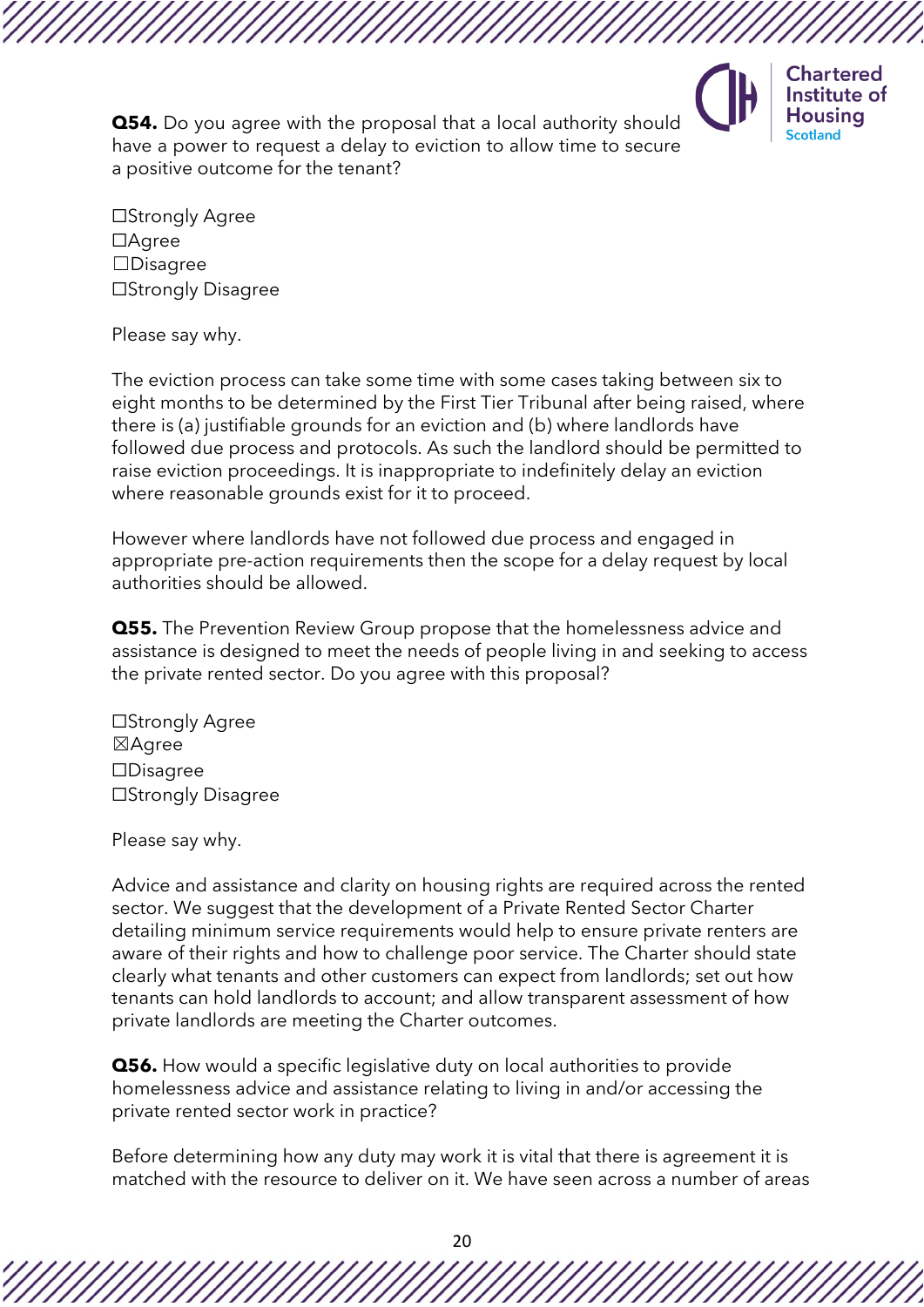**Q54.** Do you agree with the proposal that a local authority should have a power to request a delay to eviction to allow time to secure a positive outcome for the tenant?

☐Strongly Agree
☐Agree
☐Disagree
☐Strongly Disagree

Please say why.

The eviction process can take some time with some cases taking between six to eight months to be determined by the First Tier Tribunal after being raised, where there is (a) justifiable grounds for an eviction and (b) where landlords have followed due process and protocols. As such the landlord should be permitted to raise eviction proceedings. It is inappropriate to indefinitely delay an eviction where reasonable grounds exist for it to proceed.

However where landlords have not followed due process and engaged in appropriate pre-action requirements then the scope for a delay request by local authorities should be allowed.

**Q55.** The Prevention Review Group propose that the homelessness advice and assistance is designed to meet the needs of people living in and seeking to access the private rented sector. Do you agree with this proposal?

☐Strongly Agree
☒Agree
☐Disagree
☐Strongly Disagree

Please say why.

Advice and assistance and clarity on housing rights are required across the rented sector. We suggest that the development of a Private Rented Sector Charter detailing minimum service requirements would help to ensure private renters are aware of their rights and how to challenge poor service. The Charter should state clearly what tenants and other customers can expect from landlords; set out how tenants can hold landlords to account; and allow transparent assessment of how private landlords are meeting the Charter outcomes.

**Q56.** How would a specific legislative duty on local authorities to provide homelessness advice and assistance relating to living in and/or accessing the private rented sector work in practice?

Before determining how any duty may work it is vital that there is agreement it is matched with the resource to deliver on it. We have seen across a number of areas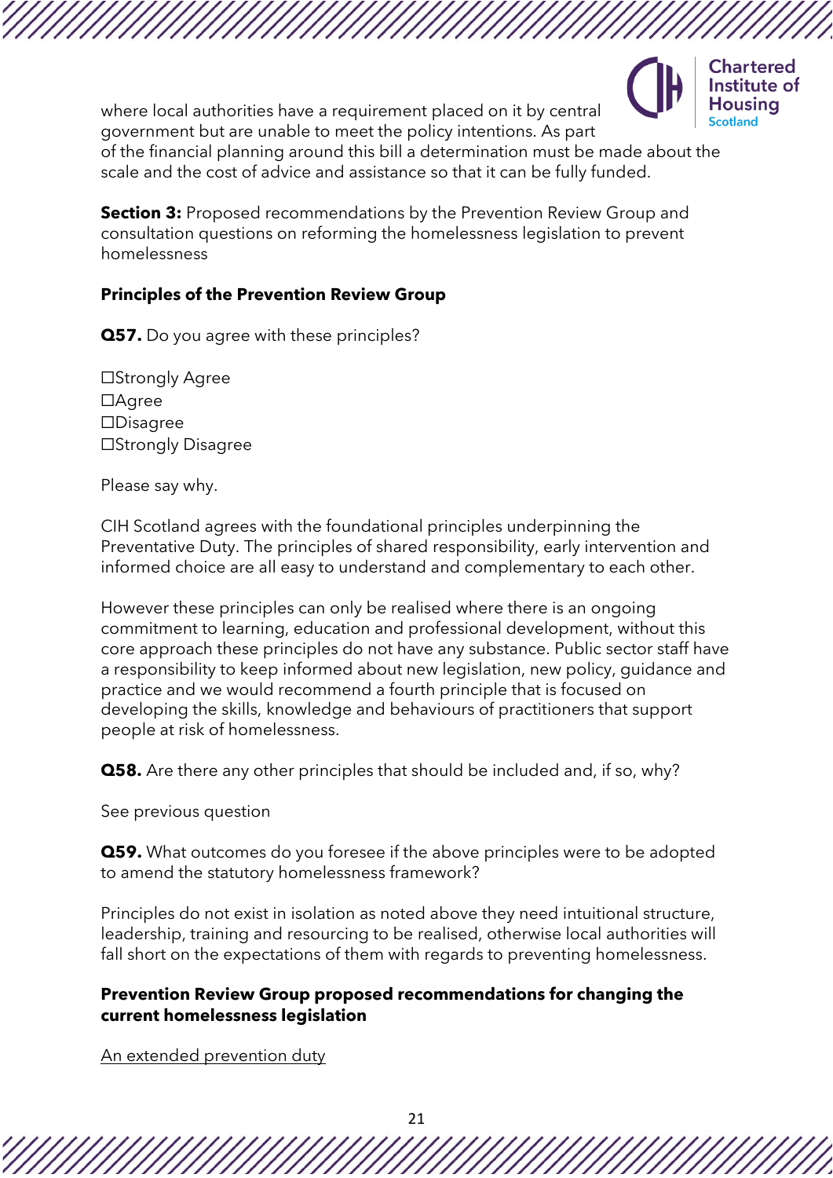where local authorities have a requirement placed on it by central government but are unable to meet the policy intentions. As part of the financial planning around this bill a determination must be made about the scale and the cost of advice and assistance so that it can be fully funded.

**Section 3:** Proposed recommendations by the Prevention Review Group and consultation questions on reforming the homelessness legislation to prevent homelessness

**Principles of the Prevention Review Group**

**Q57.** Do you agree with these principles?

☐Strongly Agree
☐Agree
☐Disagree
☐Strongly Disagree

Please say why.

CIH Scotland agrees with the foundational principles underpinning the Preventative Duty. The principles of shared responsibility, early intervention and informed choice are all easy to understand and complementary to each other.

However these principles can only be realised where there is an ongoing commitment to learning, education and professional development, without this core approach these principles do not have any substance. Public sector staff have a responsibility to keep informed about new legislation, new policy, guidance and practice and we would recommend a fourth principle that is focused on developing the skills, knowledge and behaviours of practitioners that support people at risk of homelessness.

**Q58.** Are there any other principles that should be included and, if so, why?

See previous question

**Q59.** What outcomes do you foresee if the above principles were to be adopted to amend the statutory homelessness framework?

Principles do not exist in isolation as noted above they need intuitional structure, leadership, training and resourcing to be realised, otherwise local authorities will fall short on the expectations of them with regards to preventing homelessness.

**Prevention Review Group proposed recommendations for changing the current homelessness legislation**

An extended prevention duty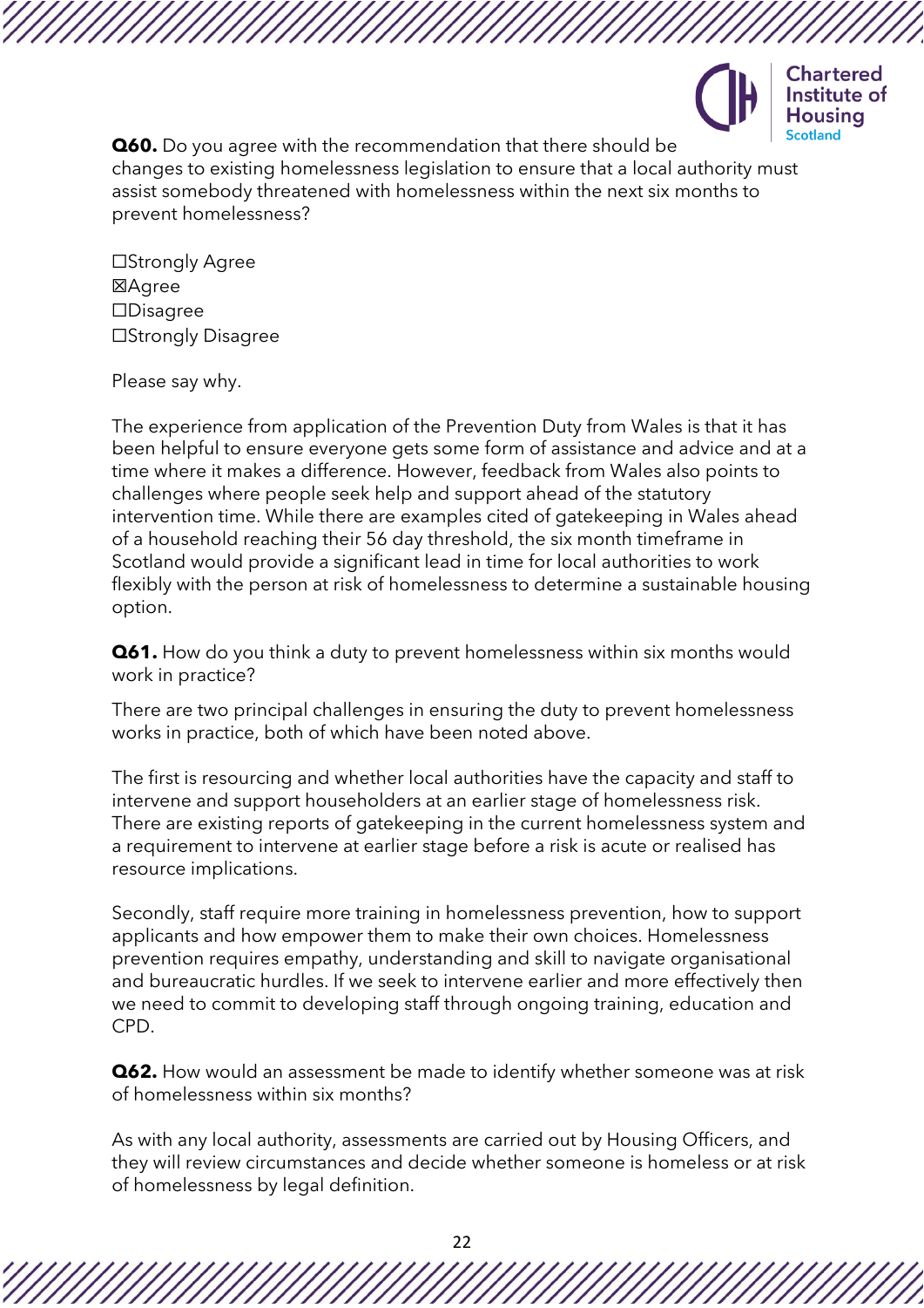**Q60.** Do you agree with the recommendation that there should be changes to existing homelessness legislation to ensure that a local authority must assist somebody threatened with homelessness within the next six months to prevent homelessness?

☐Strongly Agree
☒Agree
☐Disagree
☐Strongly Disagree

Please say why.

The experience from application of the Prevention Duty from Wales is that it has been helpful to ensure everyone gets some form of assistance and advice and at a time where it makes a difference. However, feedback from Wales also points to challenges where people seek help and support ahead of the statutory intervention time. While there are examples cited of gatekeeping in Wales ahead of a household reaching their 56 day threshold, the six month timeframe in Scotland would provide a significant lead in time for local authorities to work flexibly with the person at risk of homelessness to determine a sustainable housing option.

**Q61.** How do you think a duty to prevent homelessness within six months would work in practice?

There are two principal challenges in ensuring the duty to prevent homelessness works in practice, both of which have been noted above.

The first is resourcing and whether local authorities have the capacity and staff to intervene and support householders at an earlier stage of homelessness risk. There are existing reports of gatekeeping in the current homelessness system and a requirement to intervene at earlier stage before a risk is acute or realised has resource implications.

Secondly, staff require more training in homelessness prevention, how to support applicants and how empower them to make their own choices. Homelessness prevention requires empathy, understanding and skill to navigate organisational and bureaucratic hurdles. If we seek to intervene earlier and more effectively then we need to commit to developing staff through ongoing training, education and CPD.

**Q62.** How would an assessment be made to identify whether someone was at risk of homelessness within six months?

As with any local authority, assessments are carried out by Housing Officers, and they will review circumstances and decide whether someone is homeless or at risk of homelessness by legal definition.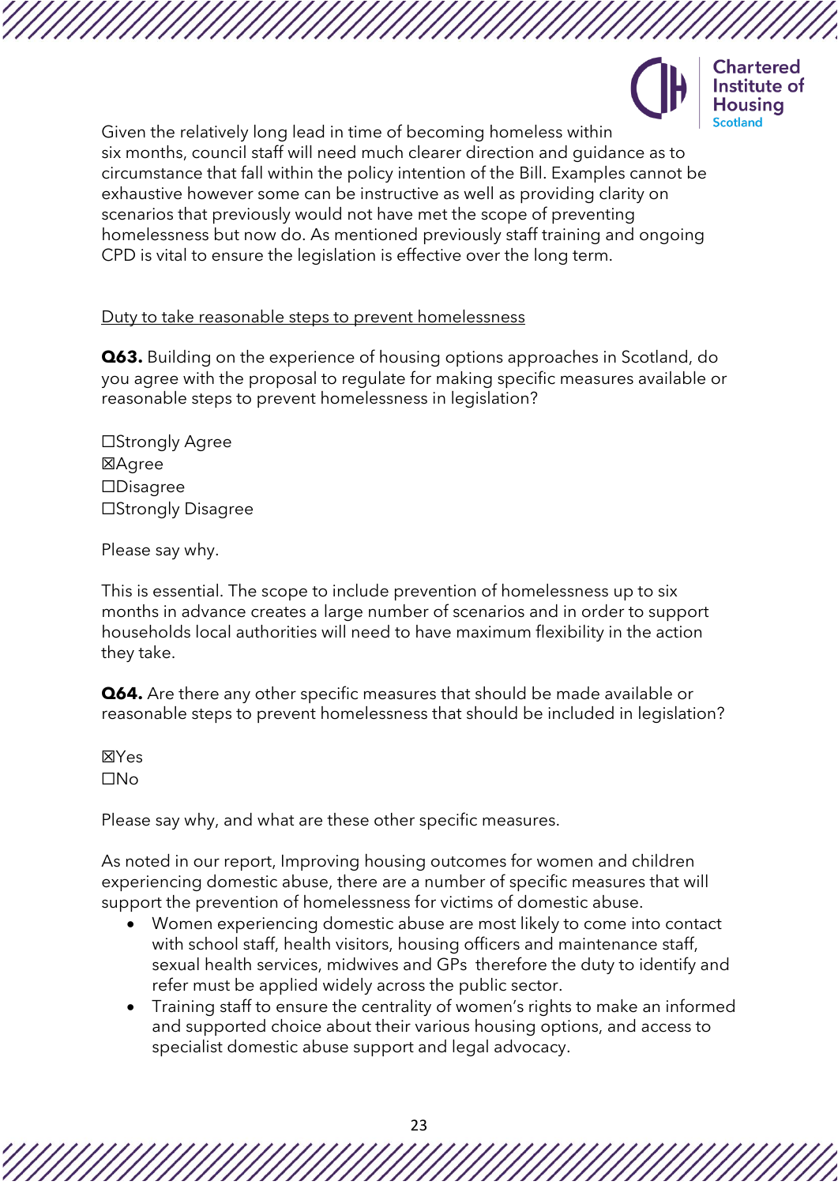Given the relatively long lead in time of becoming homeless within six months, council staff will need much clearer direction and guidance as to circumstance that fall within the policy intention of the Bill. Examples cannot be exhaustive however some can be instructive as well as providing clarity on scenarios that previously would not have met the scope of preventing homelessness but now do. As mentioned previously staff training and ongoing CPD is vital to ensure the legislation is effective over the long term.

<u>Duty to take reasonable steps to prevent homelessness</u>

**Q63.** Building on the experience of housing options approaches in Scotland, do you agree with the proposal to regulate for making specific measures available or reasonable steps to prevent homelessness in legislation?

☐Strongly Agree
☒Agree
☐Disagree
☐Strongly Disagree

Please say why.

This is essential. The scope to include prevention of homelessness up to six months in advance creates a large number of scenarios and in order to support households local authorities will need to have maximum flexibility in the action they take.

**Q64.** Are there any other specific measures that should be made available or reasonable steps to prevent homelessness that should be included in legislation?

☒Yes
☐No

Please say why, and what are these other specific measures.

As noted in our report, Improving housing outcomes for women and children experiencing domestic abuse, there are a number of specific measures that will support the prevention of homelessness for victims of domestic abuse.

- Women experiencing domestic abuse are most likely to come into contact with school staff, health visitors, housing officers and maintenance staff, sexual health services, midwives and GPs therefore the duty to identify and refer must be applied widely across the public sector.
- Training staff to ensure the centrality of women's rights to make an informed and supported choice about their various housing options, and access to specialist domestic abuse support and legal advocacy.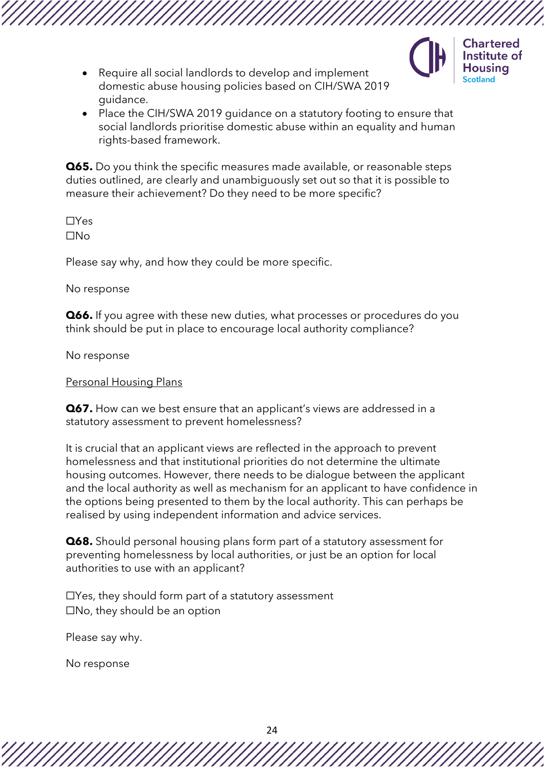- Require all social landlords to develop and implement domestic abuse housing policies based on CIH/SWA 2019 guidance.
- Place the CIH/SWA 2019 guidance on a statutory footing to ensure that social landlords prioritise domestic abuse within an equality and human rights-based framework.

**Q65.** Do you think the specific measures made available, or reasonable steps duties outlined, are clearly and unambiguously set out so that it is possible to measure their achievement? Do they need to be more specific?

☐Yes
☐No

Please say why, and how they could be more specific.

No response

**Q66.** If you agree with these new duties, what processes or procedures do you think should be put in place to encourage local authority compliance?

No response

<u>Personal Housing Plans</u>

**Q67.** How can we best ensure that an applicant's views are addressed in a statutory assessment to prevent homelessness?

It is crucial that an applicant views are reflected in the approach to prevent homelessness and that institutional priorities do not determine the ultimate housing outcomes. However, there needs to be dialogue between the applicant and the local authority as well as mechanism for an applicant to have confidence in the options being presented to them by the local authority. This can perhaps be realised by using independent information and advice services.

**Q68.** Should personal housing plans form part of a statutory assessment for preventing homelessness by local authorities, or just be an option for local authorities to use with an applicant?

☐Yes, they should form part of a statutory assessment
☐No, they should be an option

Please say why.

No response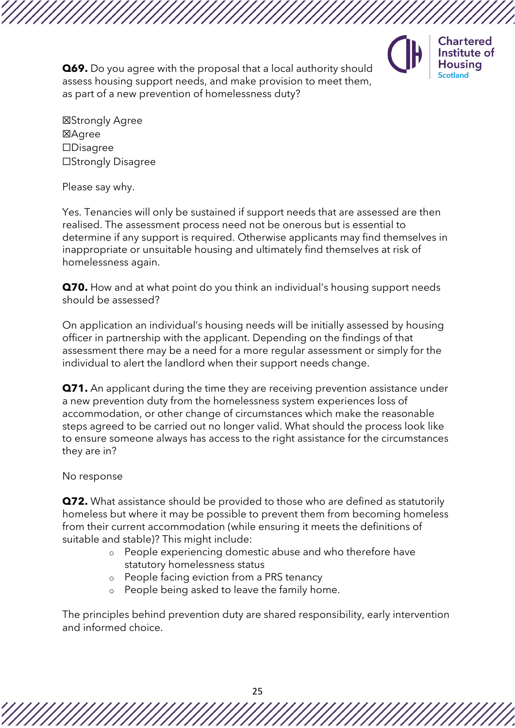**Q69.** Do you agree with the proposal that a local authority should assess housing support needs, and make provision to meet them, as part of a new prevention of homelessness duty?

☒Strongly Agree
☒Agree
☐Disagree
☐Strongly Disagree

Please say why.

Yes. Tenancies will only be sustained if support needs that are assessed are then realised. The assessment process need not be onerous but is essential to determine if any support is required. Otherwise applicants may find themselves in inappropriate or unsuitable housing and ultimately find themselves at risk of homelessness again.

**Q70.** How and at what point do you think an individual's housing support needs should be assessed?

On application an individual's housing needs will be initially assessed by housing officer in partnership with the applicant. Depending on the findings of that assessment there may be a need for a more regular assessment or simply for the individual to alert the landlord when their support needs change.

**Q71.** An applicant during the time they are receiving prevention assistance under a new prevention duty from the homelessness system experiences loss of accommodation, or other change of circumstances which make the reasonable steps agreed to be carried out no longer valid. What should the process look like to ensure someone always has access to the right assistance for the circumstances they are in?

No response

**Q72.** What assistance should be provided to those who are defined as statutorily homeless but where it may be possible to prevent them from becoming homeless from their current accommodation (while ensuring it meets the definitions of suitable and stable)? This might include:

- People experiencing domestic abuse and who therefore have statutory homelessness status
- People facing eviction from a PRS tenancy
- People being asked to leave the family home.

The principles behind prevention duty are shared responsibility, early intervention and informed choice.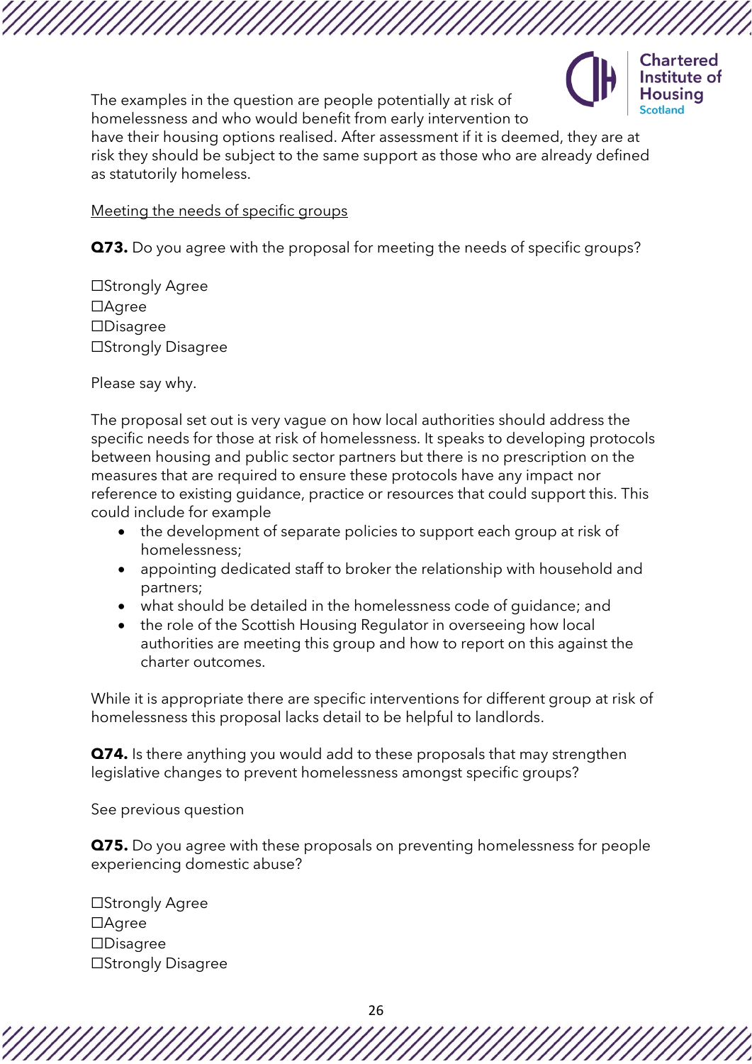The examples in the question are people potentially at risk of homelessness and who would benefit from early intervention to have their housing options realised. After assessment if it is deemed, they are at risk they should be subject to the same support as those who are already defined as statutorily homeless.

Meeting the needs of specific groups

**Q73.** Do you agree with the proposal for meeting the needs of specific groups?

☐Strongly Agree
☐Agree
☐Disagree
☐Strongly Disagree

Please say why.

The proposal set out is very vague on how local authorities should address the specific needs for those at risk of homelessness. It speaks to developing protocols between housing and public sector partners but there is no prescription on the measures that are required to ensure these protocols have any impact nor reference to existing guidance, practice or resources that could support this. This could include for example

- the development of separate policies to support each group at risk of homelessness;
- appointing dedicated staff to broker the relationship with household and partners;
- what should be detailed in the homelessness code of guidance; and
- the role of the Scottish Housing Regulator in overseeing how local authorities are meeting this group and how to report on this against the charter outcomes.

While it is appropriate there are specific interventions for different group at risk of homelessness this proposal lacks detail to be helpful to landlords.

**Q74.** Is there anything you would add to these proposals that may strengthen legislative changes to prevent homelessness amongst specific groups?

See previous question

**Q75.** Do you agree with these proposals on preventing homelessness for people experiencing domestic abuse?

☐Strongly Agree
☐Agree
☐Disagree
☐Strongly Disagree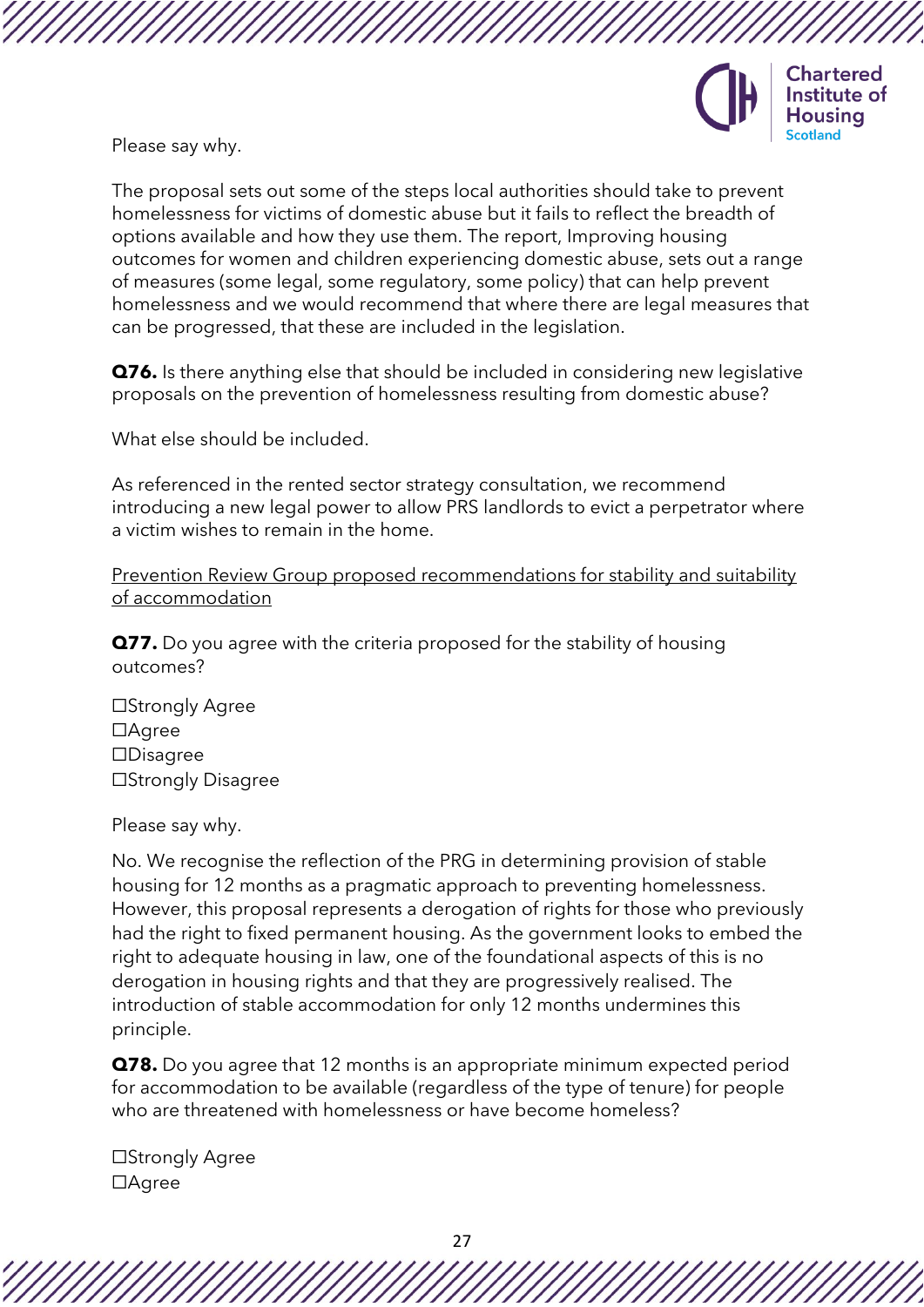Please say why.

The proposal sets out some of the steps local authorities should take to prevent homelessness for victims of domestic abuse but it fails to reflect the breadth of options available and how they use them. The report, Improving housing outcomes for women and children experiencing domestic abuse, sets out a range of measures (some legal, some regulatory, some policy) that can help prevent homelessness and we would recommend that where there are legal measures that can be progressed, that these are included in the legislation.

**Q76.** Is there anything else that should be included in considering new legislative proposals on the prevention of homelessness resulting from domestic abuse?

What else should be included.

As referenced in the rented sector strategy consultation, we recommend introducing a new legal power to allow PRS landlords to evict a perpetrator where a victim wishes to remain in the home.

Prevention Review Group proposed recommendations for stability and suitability of accommodation

**Q77.** Do you agree with the criteria proposed for the stability of housing outcomes?

☐Strongly Agree
☐Agree
☐Disagree
☐Strongly Disagree

Please say why.

No. We recognise the reflection of the PRG in determining provision of stable housing for 12 months as a pragmatic approach to preventing homelessness. However, this proposal represents a derogation of rights for those who previously had the right to fixed permanent housing. As the government looks to embed the right to adequate housing in law, one of the foundational aspects of this is no derogation in housing rights and that they are progressively realised. The introduction of stable accommodation for only 12 months undermines this principle.

**Q78.** Do you agree that 12 months is an appropriate minimum expected period for accommodation to be available (regardless of the type of tenure) for people who are threatened with homelessness or have become homeless?

☐Strongly Agree
☐Agree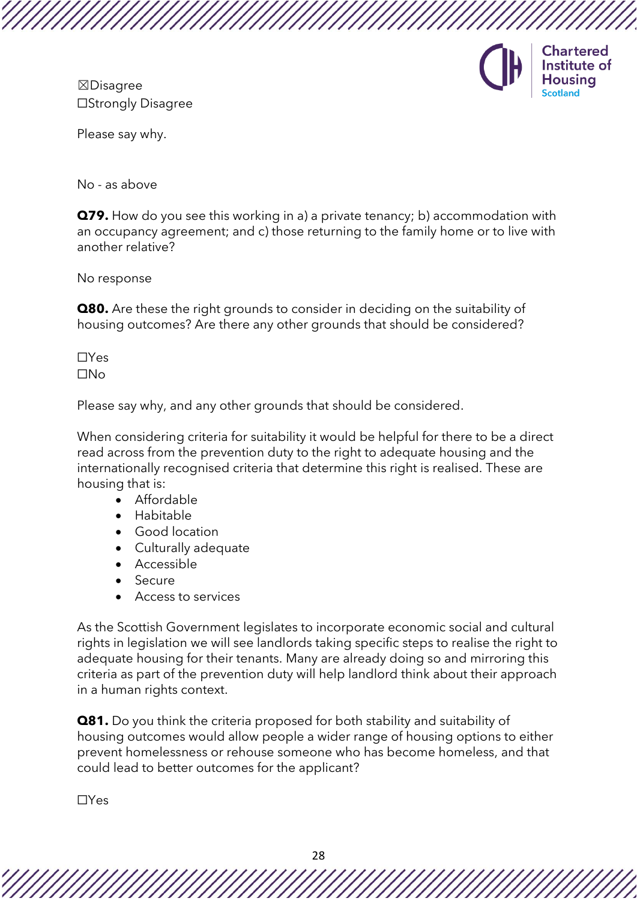☒Disagree
☐Strongly Disagree

Please say why.

No - as above

**Q79.** How do you see this working in a) a private tenancy; b) accommodation with an occupancy agreement; and c) those returning to the family home or to live with another relative?

No response

**Q80.** Are these the right grounds to consider in deciding on the suitability of housing outcomes? Are there any other grounds that should be considered?

☐Yes
☐No

Please say why, and any other grounds that should be considered.

When considering criteria for suitability it would be helpful for there to be a direct read across from the prevention duty to the right to adequate housing and the internationally recognised criteria that determine this right is realised. These are housing that is:

- Affordable
- Habitable
- Good location
- Culturally adequate
- Accessible
- Secure
- Access to services

As the Scottish Government legislates to incorporate economic social and cultural rights in legislation we will see landlords taking specific steps to realise the right to adequate housing for their tenants. Many are already doing so and mirroring this criteria as part of the prevention duty will help landlord think about their approach in a human rights context.

**Q81.** Do you think the criteria proposed for both stability and suitability of housing outcomes would allow people a wider range of housing options to either prevent homelessness or rehouse someone who has become homeless, and that could lead to better outcomes for the applicant?

☐Yes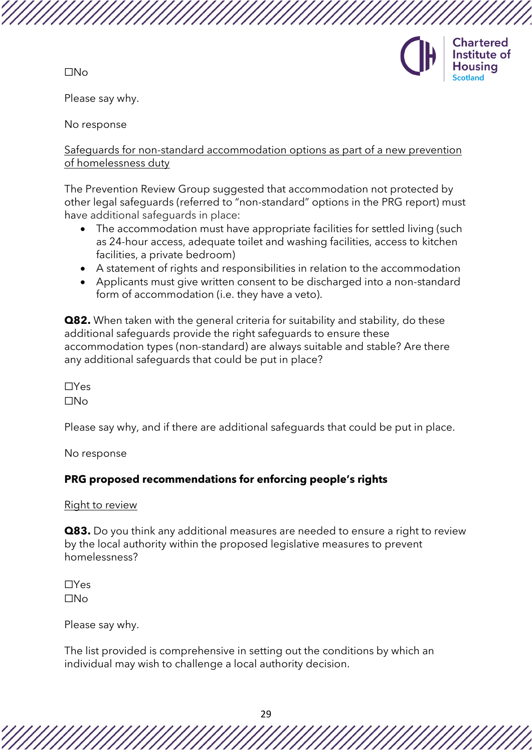☐No

Please say why.

No response

<u>Safeguards for non-standard accommodation options as part of a new prevention of homelessness duty</u>

The Prevention Review Group suggested that accommodation not protected by other legal safeguards (referred to "non-standard" options in the PRG report) must have additional safeguards in place:

- The accommodation must have appropriate facilities for settled living (such as 24-hour access, adequate toilet and washing facilities, access to kitchen facilities, a private bedroom)
- A statement of rights and responsibilities in relation to the accommodation
- Applicants must give written consent to be discharged into a non-standard form of accommodation (i.e. they have a veto).

**Q82.** When taken with the general criteria for suitability and stability, do these additional safeguards provide the right safeguards to ensure these accommodation types (non-standard) are always suitable and stable? Are there any additional safeguards that could be put in place?

☐Yes
☐No

Please say why, and if there are additional safeguards that could be put in place.

No response

**PRG proposed recommendations for enforcing people's rights**

<u>Right to review</u>

**Q83.** Do you think any additional measures are needed to ensure a right to review by the local authority within the proposed legislative measures to prevent homelessness?

☐Yes
☐No

Please say why.

The list provided is comprehensive in setting out the conditions by which an individual may wish to challenge a local authority decision.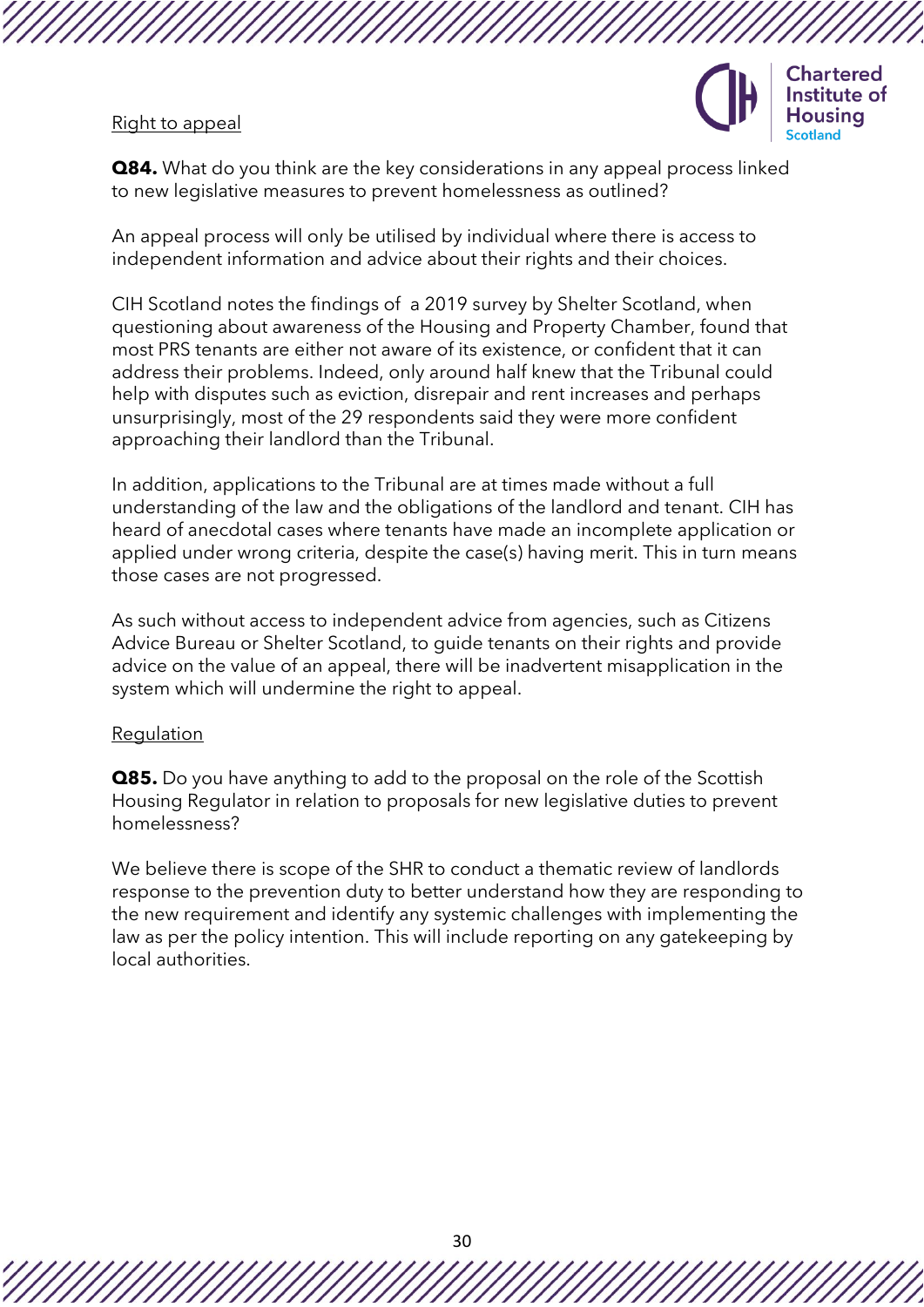Right to appeal

**Q84.** What do you think are the key considerations in any appeal process linked to new legislative measures to prevent homelessness as outlined?

An appeal process will only be utilised by individual where there is access to independent information and advice about their rights and their choices.

CIH Scotland notes the findings of a 2019 survey by Shelter Scotland, when questioning about awareness of the Housing and Property Chamber, found that most PRS tenants are either not aware of its existence, or confident that it can address their problems. Indeed, only around half knew that the Tribunal could help with disputes such as eviction, disrepair and rent increases and perhaps unsurprisingly, most of the 29 respondents said they were more confident approaching their landlord than the Tribunal.

In addition, applications to the Tribunal are at times made without a full understanding of the law and the obligations of the landlord and tenant. CIH has heard of anecdotal cases where tenants have made an incomplete application or applied under wrong criteria, despite the case(s) having merit. This in turn means those cases are not progressed.

As such without access to independent advice from agencies, such as Citizens Advice Bureau or Shelter Scotland, to guide tenants on their rights and provide advice on the value of an appeal, there will be inadvertent misapplication in the system which will undermine the right to appeal.

Regulation

**Q85.** Do you have anything to add to the proposal on the role of the Scottish Housing Regulator in relation to proposals for new legislative duties to prevent homelessness?

We believe there is scope of the SHR to conduct a thematic review of landlords response to the prevention duty to better understand how they are responding to the new requirement and identify any systemic challenges with implementing the law as per the policy intention. This will include reporting on any gatekeeping by local authorities.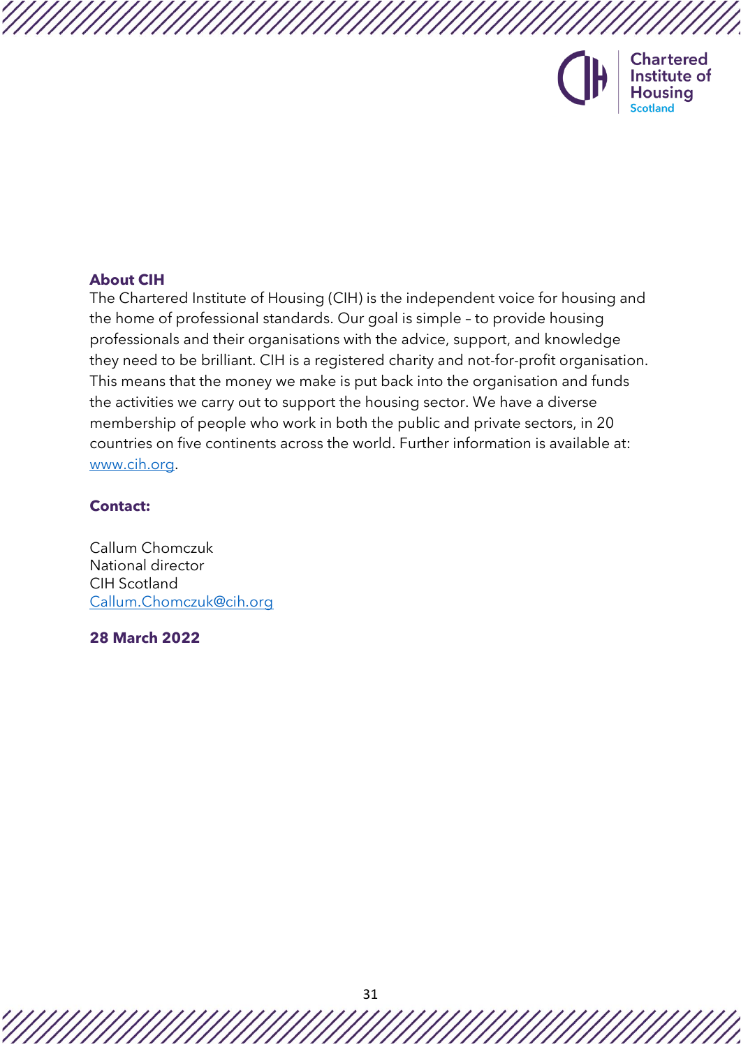**About CIH**

The Chartered Institute of Housing (CIH) is the independent voice for housing and the home of professional standards. Our goal is simple – to provide housing professionals and their organisations with the advice, support, and knowledge they need to be brilliant. CIH is a registered charity and not-for-profit organisation. This means that the money we make is put back into the organisation and funds the activities we carry out to support the housing sector. We have a diverse membership of people who work in both the public and private sectors, in 20 countries on five continents across the world. Further information is available at: [www.cih.org](http://www.cih.org).

**Contact:**

Callum Chomczuk
National director
CIH Scotland
[Callum.Chomczuk@cih.org](mailto:Callum.Chomczuk@cih.org)

**28 March 2022**